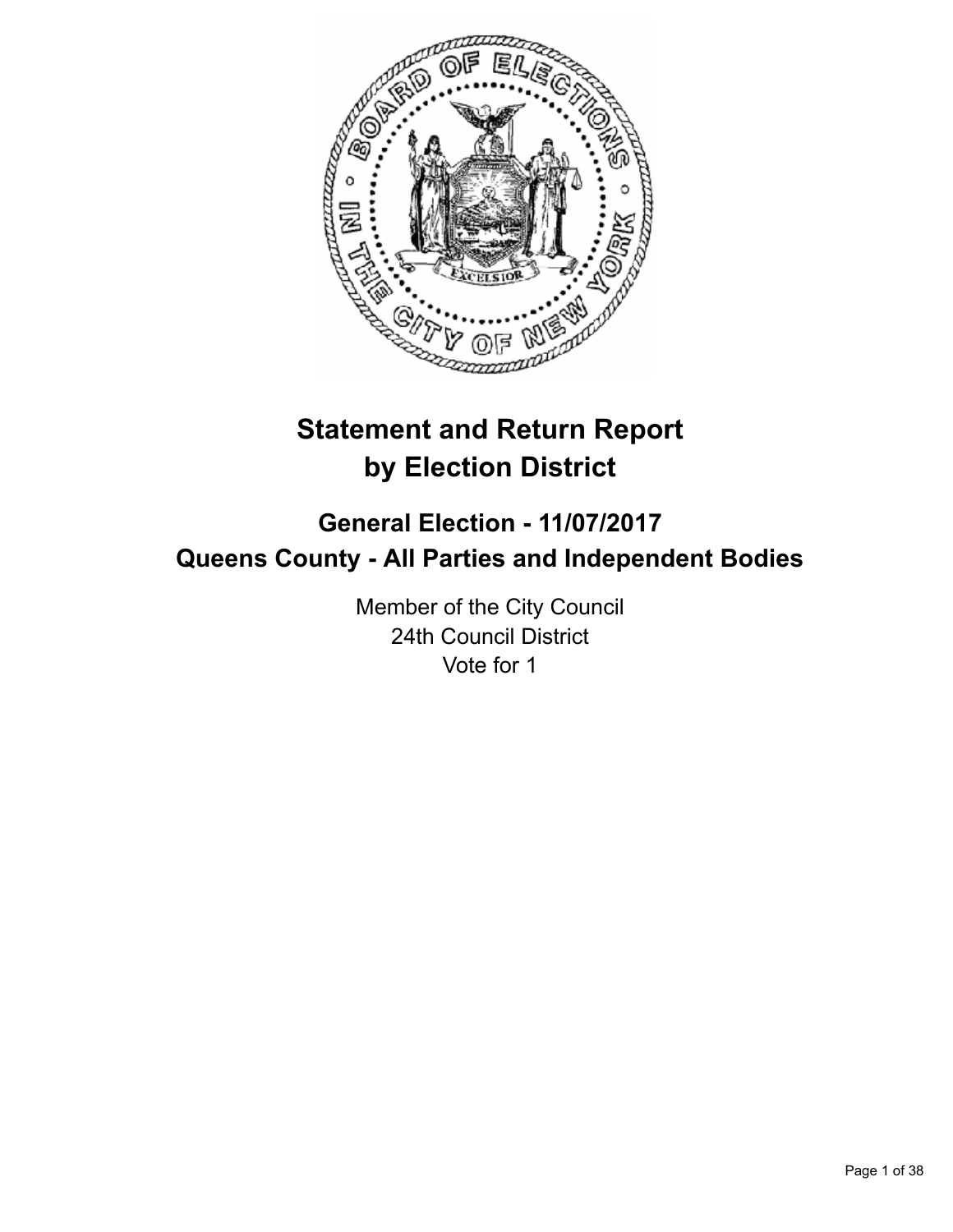# Statement and Return Report by Election District

## General Election - 11/07/2017
## Queens County - All Parties and Independent Bodies

Member of the City Council
24th Council District
Vote for 1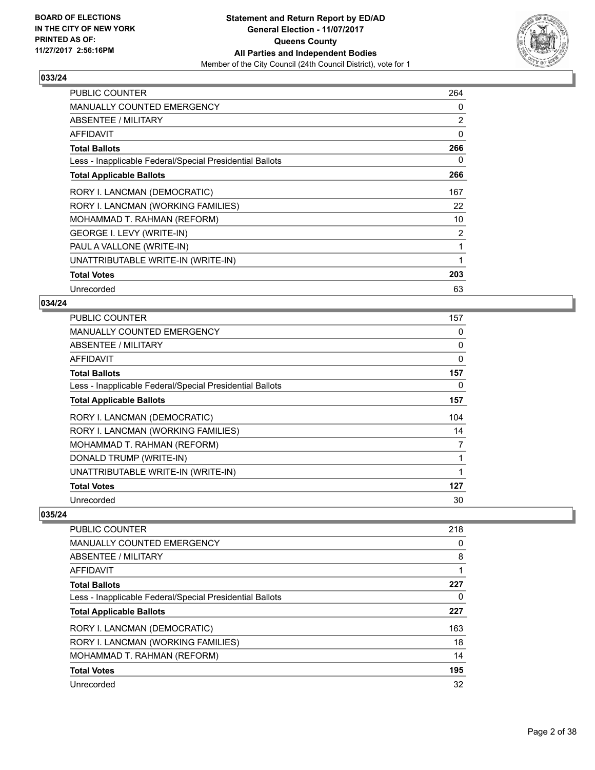## 033/24

| | |
|---|---|
| PUBLIC COUNTER | 264 |
| MANUALLY COUNTED EMERGENCY | 0 |
| ABSENTEE / MILITARY | 2 |
| AFFIDAVIT | 0 |
| **Total Ballots** | **266** |
| Less - Inapplicable Federal/Special Presidential Ballots | 0 |
| **Total Applicable Ballots** | **266** |
| RORY I. LANCMAN (DEMOCRATIC) | 167 |
| RORY I. LANCMAN (WORKING FAMILIES) | 22 |
| MOHAMMAD T. RAHMAN (REFORM) | 10 |
| GEORGE I. LEVY (WRITE-IN) | 2 |
| PAUL A VALLONE (WRITE-IN) | 1 |
| UNATTRIBUTABLE WRITE-IN (WRITE-IN) | 1 |
| **Total Votes** | **203** |
| Unrecorded | 63 |

## 034/24

| | |
|---|---|
| PUBLIC COUNTER | 157 |
| MANUALLY COUNTED EMERGENCY | 0 |
| ABSENTEE / MILITARY | 0 |
| AFFIDAVIT | 0 |
| **Total Ballots** | **157** |
| Less - Inapplicable Federal/Special Presidential Ballots | 0 |
| **Total Applicable Ballots** | **157** |
| RORY I. LANCMAN (DEMOCRATIC) | 104 |
| RORY I. LANCMAN (WORKING FAMILIES) | 14 |
| MOHAMMAD T. RAHMAN (REFORM) | 7 |
| DONALD TRUMP (WRITE-IN) | 1 |
| UNATTRIBUTABLE WRITE-IN (WRITE-IN) | 1 |
| **Total Votes** | **127** |
| Unrecorded | 30 |

## 035/24

| | |
|---|---|
| PUBLIC COUNTER | 218 |
| MANUALLY COUNTED EMERGENCY | 0 |
| ABSENTEE / MILITARY | 8 |
| AFFIDAVIT | 1 |
| **Total Ballots** | **227** |
| Less - Inapplicable Federal/Special Presidential Ballots | 0 |
| **Total Applicable Ballots** | **227** |
| RORY I. LANCMAN (DEMOCRATIC) | 163 |
| RORY I. LANCMAN (WORKING FAMILIES) | 18 |
| MOHAMMAD T. RAHMAN (REFORM) | 14 |
| **Total Votes** | **195** |
| Unrecorded | 32 |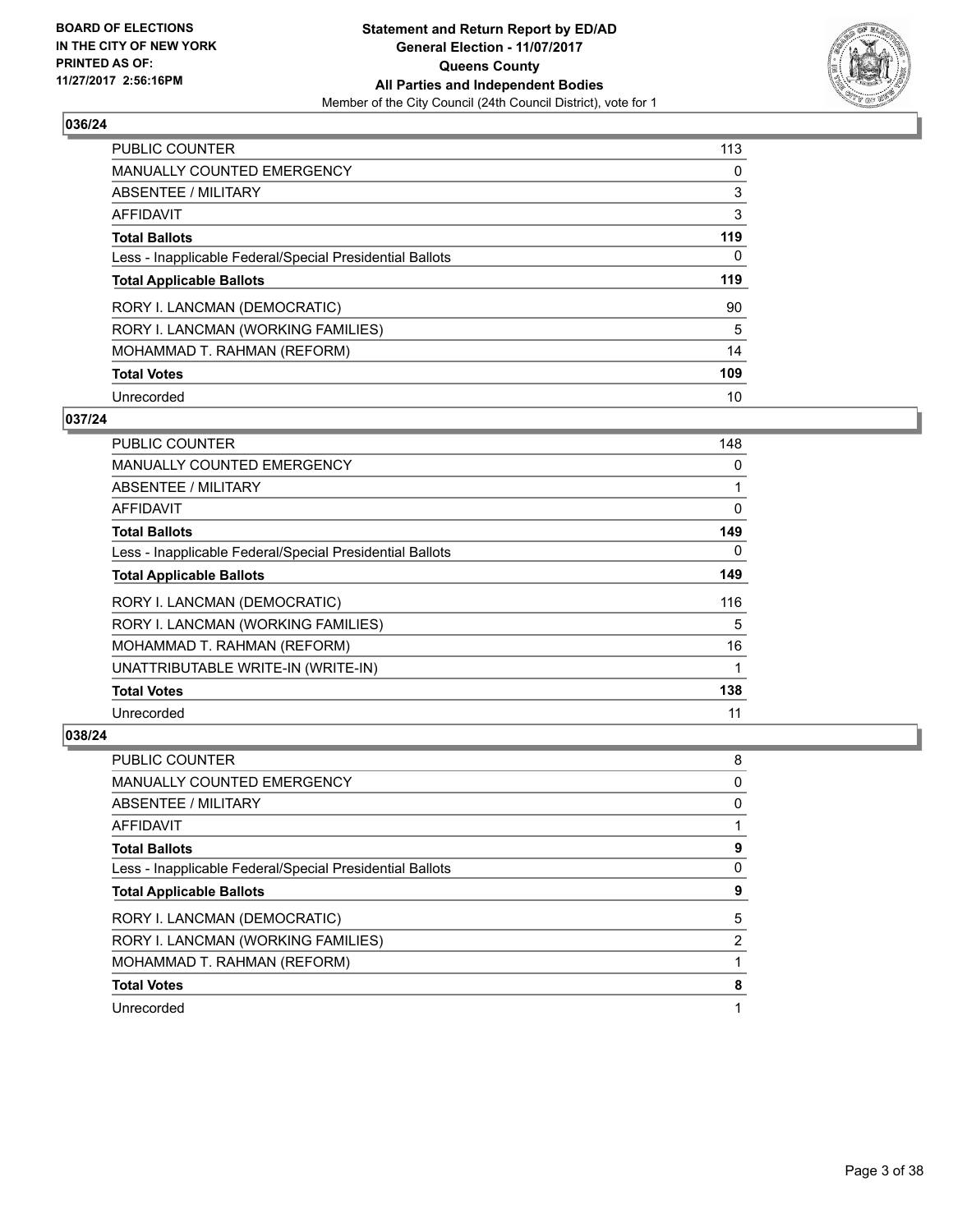**BOARD OF ELECTIONS IN THE CITY OF NEW YORK PRINTED AS OF: 11/27/2017 2:56:16PM**

**Statement and Return Report by ED/AD General Election - 11/07/2017 Queens County All Parties and Independent Bodies**
Member of the City Council (24th Council District), vote for 1

### 036/24

| | |
|---|---|
| PUBLIC COUNTER | 113 |
| MANUALLY COUNTED EMERGENCY | 0 |
| ABSENTEE / MILITARY | 3 |
| AFFIDAVIT | 3 |
| **Total Ballots** | **119** |
| Less - Inapplicable Federal/Special Presidential Ballots | 0 |
| **Total Applicable Ballots** | **119** |
| RORY I. LANCMAN (DEMOCRATIC) | 90 |
| RORY I. LANCMAN (WORKING FAMILIES) | 5 |
| MOHAMMAD T. RAHMAN (REFORM) | 14 |
| **Total Votes** | **109** |
| Unrecorded | 10 |

### 037/24

| | |
|---|---|
| PUBLIC COUNTER | 148 |
| MANUALLY COUNTED EMERGENCY | 0 |
| ABSENTEE / MILITARY | 1 |
| AFFIDAVIT | 0 |
| **Total Ballots** | **149** |
| Less - Inapplicable Federal/Special Presidential Ballots | 0 |
| **Total Applicable Ballots** | **149** |
| RORY I. LANCMAN (DEMOCRATIC) | 116 |
| RORY I. LANCMAN (WORKING FAMILIES) | 5 |
| MOHAMMAD T. RAHMAN (REFORM) | 16 |
| UNATTRIBUTABLE WRITE-IN (WRITE-IN) | 1 |
| **Total Votes** | **138** |
| Unrecorded | 11 |

### 038/24

| | |
|---|---|
| PUBLIC COUNTER | 8 |
| MANUALLY COUNTED EMERGENCY | 0 |
| ABSENTEE / MILITARY | 0 |
| AFFIDAVIT | 1 |
| **Total Ballots** | **9** |
| Less - Inapplicable Federal/Special Presidential Ballots | 0 |
| **Total Applicable Ballots** | **9** |
| RORY I. LANCMAN (DEMOCRATIC) | 5 |
| RORY I. LANCMAN (WORKING FAMILIES) | 2 |
| MOHAMMAD T. RAHMAN (REFORM) | 1 |
| **Total Votes** | **8** |
| Unrecorded | 1 |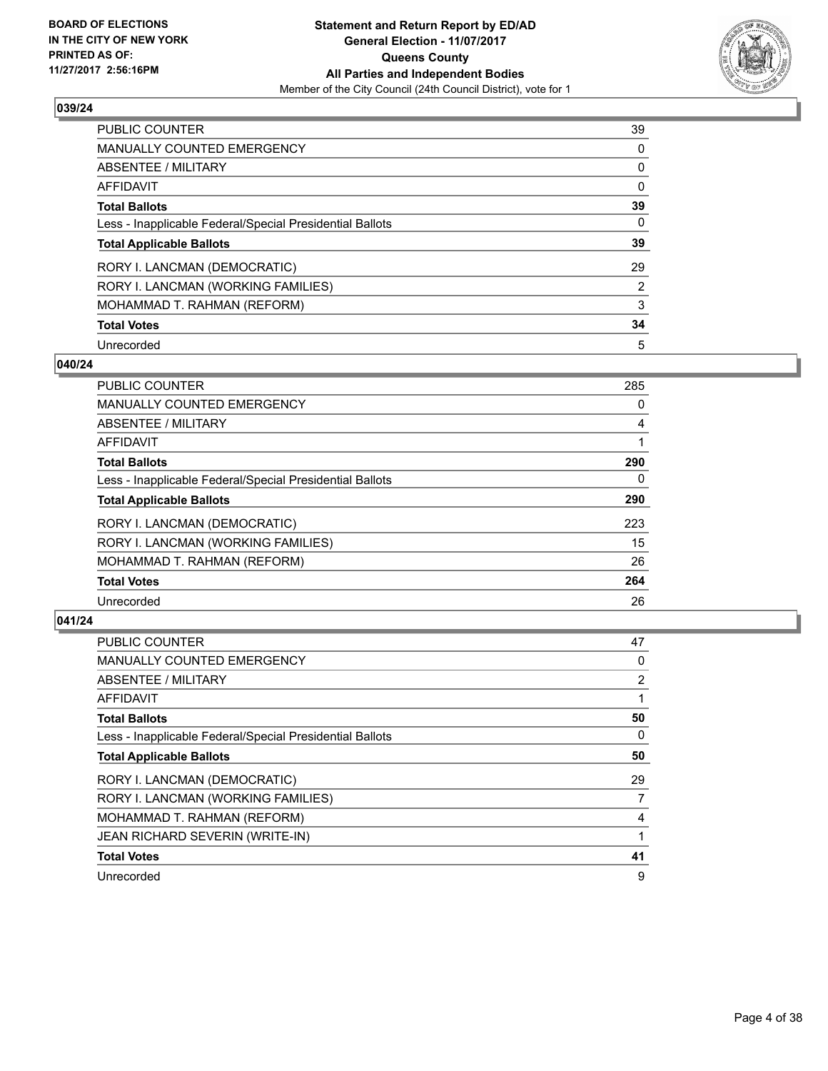**BOARD OF ELECTIONS IN THE CITY OF NEW YORK PRINTED AS OF: 11/27/2017 2:56:16PM**

**Statement and Return Report by ED/AD**
**General Election - 11/07/2017**
**Queens County**
**All Parties and Independent Bodies**
Member of the City Council (24th Council District), vote for 1

## 039/24

| | |
|---|---|
| PUBLIC COUNTER | 39 |
| MANUALLY COUNTED EMERGENCY | 0 |
| ABSENTEE / MILITARY | 0 |
| AFFIDAVIT | 0 |
| **Total Ballots** | **39** |
| Less - Inapplicable Federal/Special Presidential Ballots | 0 |
| **Total Applicable Ballots** | **39** |
| RORY I. LANCMAN (DEMOCRATIC) | 29 |
| RORY I. LANCMAN (WORKING FAMILIES) | 2 |
| MOHAMMAD T. RAHMAN (REFORM) | 3 |
| **Total Votes** | **34** |
| Unrecorded | 5 |

## 040/24

| | |
|---|---|
| PUBLIC COUNTER | 285 |
| MANUALLY COUNTED EMERGENCY | 0 |
| ABSENTEE / MILITARY | 4 |
| AFFIDAVIT | 1 |
| **Total Ballots** | **290** |
| Less - Inapplicable Federal/Special Presidential Ballots | 0 |
| **Total Applicable Ballots** | **290** |
| RORY I. LANCMAN (DEMOCRATIC) | 223 |
| RORY I. LANCMAN (WORKING FAMILIES) | 15 |
| MOHAMMAD T. RAHMAN (REFORM) | 26 |
| **Total Votes** | **264** |
| Unrecorded | 26 |

## 041/24

| | |
|---|---|
| PUBLIC COUNTER | 47 |
| MANUALLY COUNTED EMERGENCY | 0 |
| ABSENTEE / MILITARY | 2 |
| AFFIDAVIT | 1 |
| **Total Ballots** | **50** |
| Less - Inapplicable Federal/Special Presidential Ballots | 0 |
| **Total Applicable Ballots** | **50** |
| RORY I. LANCMAN (DEMOCRATIC) | 29 |
| RORY I. LANCMAN (WORKING FAMILIES) | 7 |
| MOHAMMAD T. RAHMAN (REFORM) | 4 |
| JEAN RICHARD SEVERIN (WRITE-IN) | 1 |
| **Total Votes** | **41** |
| Unrecorded | 9 |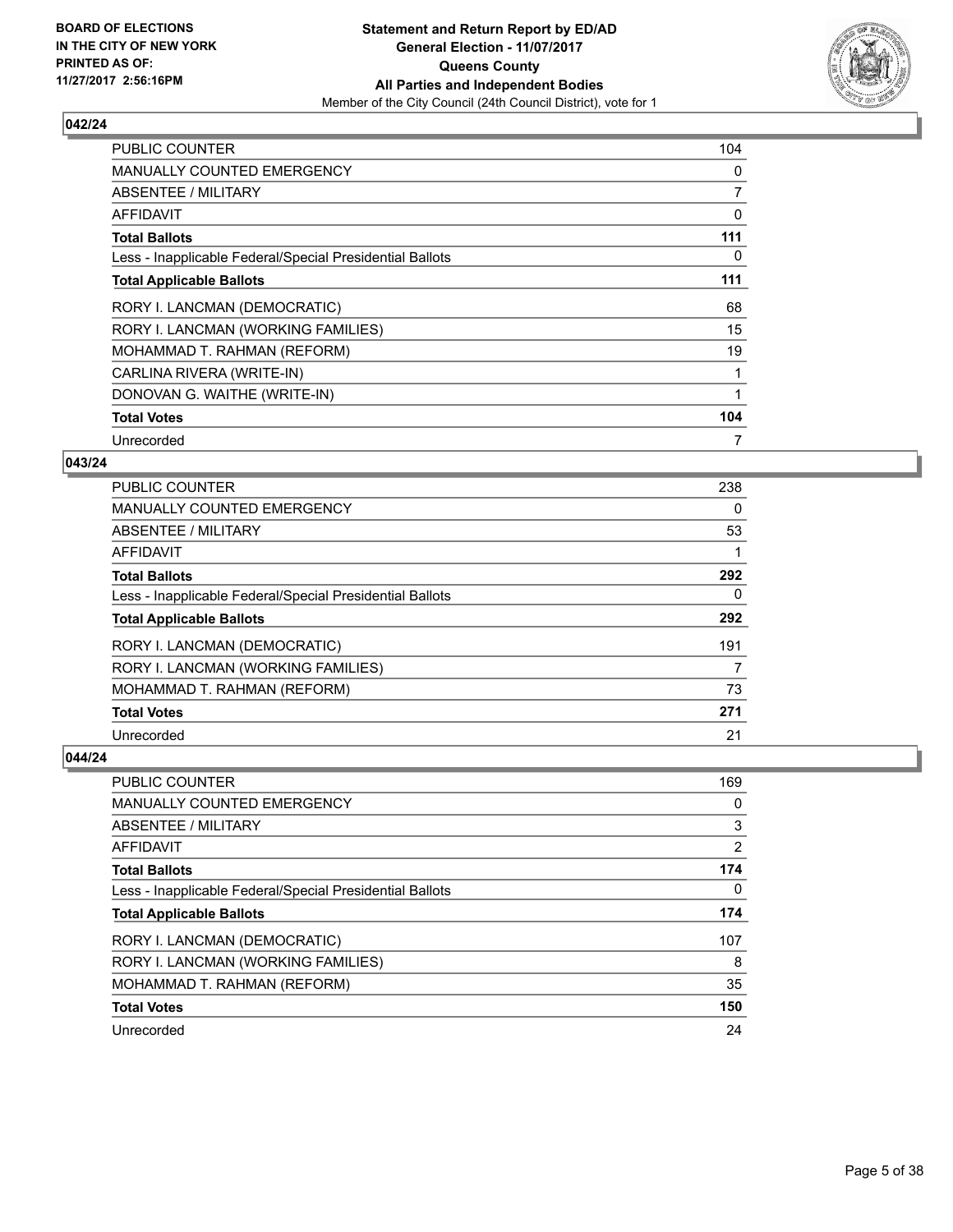BOARD OF ELECTIONS
IN THE CITY OF NEW YORK
PRINTED AS OF:
11/27/2017 2:56:16PM

**Statement and Return Report by ED/AD**
**General Election - 11/07/2017**
**Queens County**
**All Parties and Independent Bodies**
Member of the City Council (24th Council District), vote for 1

### 042/24

| | |
|---|---|
| PUBLIC COUNTER | 104 |
| MANUALLY COUNTED EMERGENCY | 0 |
| ABSENTEE / MILITARY | 7 |
| AFFIDAVIT | 0 |
| **Total Ballots** | **111** |
| Less - Inapplicable Federal/Special Presidential Ballots | 0 |
| **Total Applicable Ballots** | **111** |
| RORY I. LANCMAN (DEMOCRATIC) | 68 |
| RORY I. LANCMAN (WORKING FAMILIES) | 15 |
| MOHAMMAD T. RAHMAN (REFORM) | 19 |
| CARLINA RIVERA (WRITE-IN) | 1 |
| DONOVAN G. WAITHE (WRITE-IN) | 1 |
| **Total Votes** | **104** |
| Unrecorded | 7 |

### 043/24

| | |
|---|---|
| PUBLIC COUNTER | 238 |
| MANUALLY COUNTED EMERGENCY | 0 |
| ABSENTEE / MILITARY | 53 |
| AFFIDAVIT | 1 |
| **Total Ballots** | **292** |
| Less - Inapplicable Federal/Special Presidential Ballots | 0 |
| **Total Applicable Ballots** | **292** |
| RORY I. LANCMAN (DEMOCRATIC) | 191 |
| RORY I. LANCMAN (WORKING FAMILIES) | 7 |
| MOHAMMAD T. RAHMAN (REFORM) | 73 |
| **Total Votes** | **271** |
| Unrecorded | 21 |

### 044/24

| | |
|---|---|
| PUBLIC COUNTER | 169 |
| MANUALLY COUNTED EMERGENCY | 0 |
| ABSENTEE / MILITARY | 3 |
| AFFIDAVIT | 2 |
| **Total Ballots** | **174** |
| Less - Inapplicable Federal/Special Presidential Ballots | 0 |
| **Total Applicable Ballots** | **174** |
| RORY I. LANCMAN (DEMOCRATIC) | 107 |
| RORY I. LANCMAN (WORKING FAMILIES) | 8 |
| MOHAMMAD T. RAHMAN (REFORM) | 35 |
| **Total Votes** | **150** |
| Unrecorded | 24 |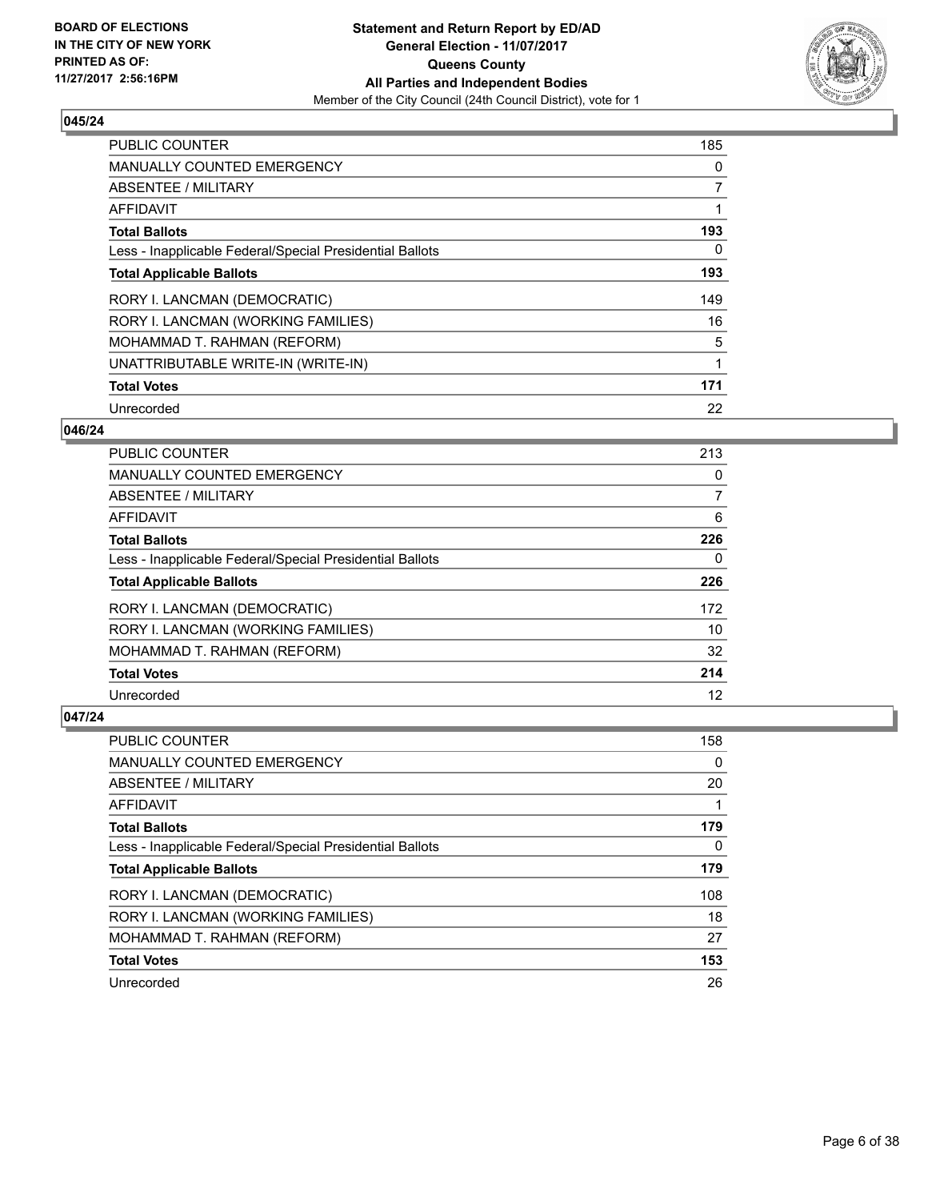## 045/24

| | |
|---|---|
| PUBLIC COUNTER | 185 |
| MANUALLY COUNTED EMERGENCY | 0 |
| ABSENTEE / MILITARY | 7 |
| AFFIDAVIT | 1 |
| **Total Ballots** | **193** |
| Less - Inapplicable Federal/Special Presidential Ballots | 0 |
| **Total Applicable Ballots** | **193** |
| RORY I. LANCMAN (DEMOCRATIC) | 149 |
| RORY I. LANCMAN (WORKING FAMILIES) | 16 |
| MOHAMMAD T. RAHMAN (REFORM) | 5 |
| UNATTRIBUTABLE WRITE-IN (WRITE-IN) | 1 |
| **Total Votes** | **171** |
| Unrecorded | 22 |

## 046/24

| | |
|---|---|
| PUBLIC COUNTER | 213 |
| MANUALLY COUNTED EMERGENCY | 0 |
| ABSENTEE / MILITARY | 7 |
| AFFIDAVIT | 6 |
| **Total Ballots** | **226** |
| Less - Inapplicable Federal/Special Presidential Ballots | 0 |
| **Total Applicable Ballots** | **226** |
| RORY I. LANCMAN (DEMOCRATIC) | 172 |
| RORY I. LANCMAN (WORKING FAMILIES) | 10 |
| MOHAMMAD T. RAHMAN (REFORM) | 32 |
| **Total Votes** | **214** |
| Unrecorded | 12 |

## 047/24

| | |
|---|---|
| PUBLIC COUNTER | 158 |
| MANUALLY COUNTED EMERGENCY | 0 |
| ABSENTEE / MILITARY | 20 |
| AFFIDAVIT | 1 |
| **Total Ballots** | **179** |
| Less - Inapplicable Federal/Special Presidential Ballots | 0 |
| **Total Applicable Ballots** | **179** |
| RORY I. LANCMAN (DEMOCRATIC) | 108 |
| RORY I. LANCMAN (WORKING FAMILIES) | 18 |
| MOHAMMAD T. RAHMAN (REFORM) | 27 |
| **Total Votes** | **153** |
| Unrecorded | 26 |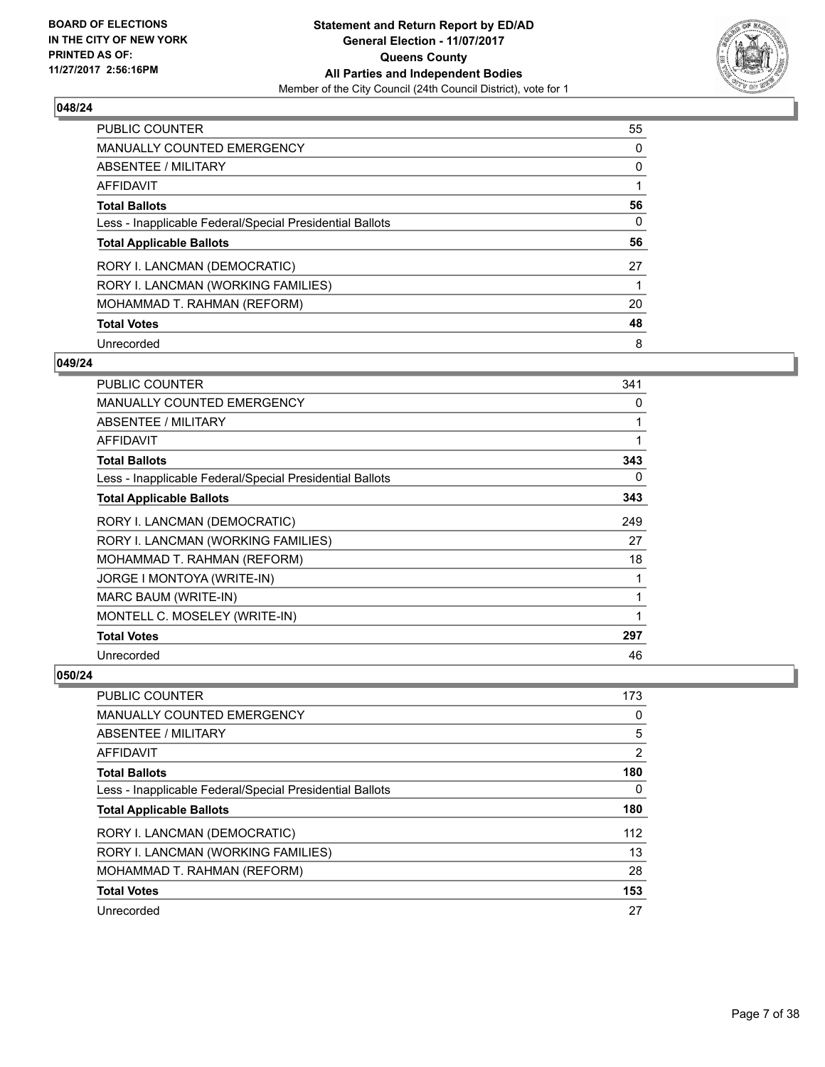**BOARD OF ELECTIONS IN THE CITY OF NEW YORK PRINTED AS OF: 11/27/2017 2:56:16PM**

**Statement and Return Report by ED/AD General Election - 11/07/2017 Queens County All Parties and Independent Bodies**

Member of the City Council (24th Council District), vote for 1

## 048/24

| | |
|---|---|
| PUBLIC COUNTER | 55 |
| MANUALLY COUNTED EMERGENCY | 0 |
| ABSENTEE / MILITARY | 0 |
| AFFIDAVIT | 1 |
| **Total Ballots** | **56** |
| Less - Inapplicable Federal/Special Presidential Ballots | 0 |
| **Total Applicable Ballots** | **56** |
| RORY I. LANCMAN (DEMOCRATIC) | 27 |
| RORY I. LANCMAN (WORKING FAMILIES) | 1 |
| MOHAMMAD T. RAHMAN (REFORM) | 20 |
| **Total Votes** | **48** |
| Unrecorded | 8 |

## 049/24

| | |
|---|---|
| PUBLIC COUNTER | 341 |
| MANUALLY COUNTED EMERGENCY | 0 |
| ABSENTEE / MILITARY | 1 |
| AFFIDAVIT | 1 |
| **Total Ballots** | **343** |
| Less - Inapplicable Federal/Special Presidential Ballots | 0 |
| **Total Applicable Ballots** | **343** |
| RORY I. LANCMAN (DEMOCRATIC) | 249 |
| RORY I. LANCMAN (WORKING FAMILIES) | 27 |
| MOHAMMAD T. RAHMAN (REFORM) | 18 |
| JORGE I MONTOYA (WRITE-IN) | 1 |
| MARC BAUM (WRITE-IN) | 1 |
| MONTELL C. MOSELEY (WRITE-IN) | 1 |
| **Total Votes** | **297** |
| Unrecorded | 46 |

## 050/24

| | |
|---|---|
| PUBLIC COUNTER | 173 |
| MANUALLY COUNTED EMERGENCY | 0 |
| ABSENTEE / MILITARY | 5 |
| AFFIDAVIT | 2 |
| **Total Ballots** | **180** |
| Less - Inapplicable Federal/Special Presidential Ballots | 0 |
| **Total Applicable Ballots** | **180** |
| RORY I. LANCMAN (DEMOCRATIC) | 112 |
| RORY I. LANCMAN (WORKING FAMILIES) | 13 |
| MOHAMMAD T. RAHMAN (REFORM) | 28 |
| **Total Votes** | **153** |
| Unrecorded | 27 |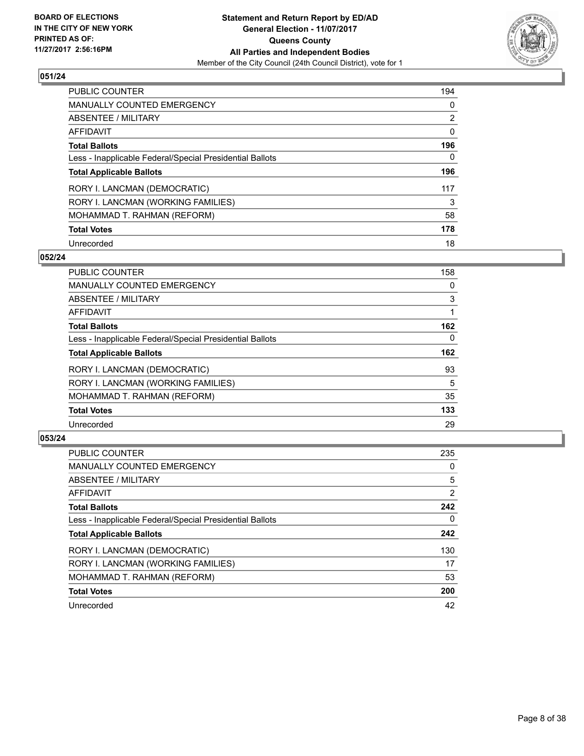**BOARD OF ELECTIONS IN THE CITY OF NEW YORK PRINTED AS OF: 11/27/2017 2:56:16PM**

**Statement and Return Report by ED/AD**
**General Election - 11/07/2017**
**Queens County**
**All Parties and Independent Bodies**
Member of the City Council (24th Council District), vote for 1

### 051/24

| | |
|---|---|
| PUBLIC COUNTER | 194 |
| MANUALLY COUNTED EMERGENCY | 0 |
| ABSENTEE / MILITARY | 2 |
| AFFIDAVIT | 0 |
| **Total Ballots** | **196** |
| Less - Inapplicable Federal/Special Presidential Ballots | 0 |
| **Total Applicable Ballots** | **196** |
| RORY I. LANCMAN (DEMOCRATIC) | 117 |
| RORY I. LANCMAN (WORKING FAMILIES) | 3 |
| MOHAMMAD T. RAHMAN (REFORM) | 58 |
| **Total Votes** | **178** |
| Unrecorded | 18 |

### 052/24

| | |
|---|---|
| PUBLIC COUNTER | 158 |
| MANUALLY COUNTED EMERGENCY | 0 |
| ABSENTEE / MILITARY | 3 |
| AFFIDAVIT | 1 |
| **Total Ballots** | **162** |
| Less - Inapplicable Federal/Special Presidential Ballots | 0 |
| **Total Applicable Ballots** | **162** |
| RORY I. LANCMAN (DEMOCRATIC) | 93 |
| RORY I. LANCMAN (WORKING FAMILIES) | 5 |
| MOHAMMAD T. RAHMAN (REFORM) | 35 |
| **Total Votes** | **133** |
| Unrecorded | 29 |

### 053/24

| | |
|---|---|
| PUBLIC COUNTER | 235 |
| MANUALLY COUNTED EMERGENCY | 0 |
| ABSENTEE / MILITARY | 5 |
| AFFIDAVIT | 2 |
| **Total Ballots** | **242** |
| Less - Inapplicable Federal/Special Presidential Ballots | 0 |
| **Total Applicable Ballots** | **242** |
| RORY I. LANCMAN (DEMOCRATIC) | 130 |
| RORY I. LANCMAN (WORKING FAMILIES) | 17 |
| MOHAMMAD T. RAHMAN (REFORM) | 53 |
| **Total Votes** | **200** |
| Unrecorded | 42 |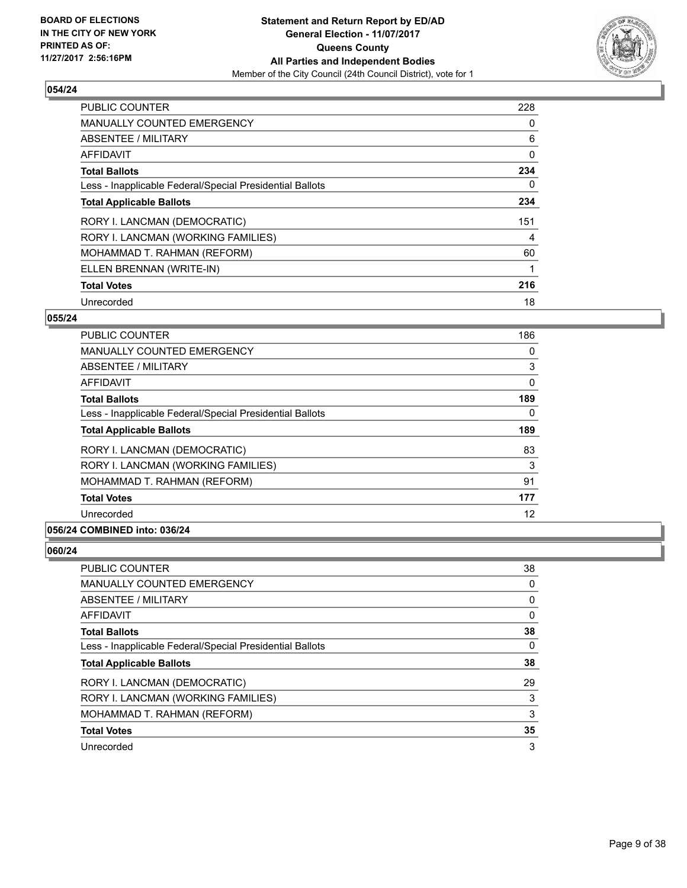**BOARD OF ELECTIONS IN THE CITY OF NEW YORK PRINTED AS OF: 11/27/2017 2:56:16PM**

**Statement and Return Report by ED/AD**
**General Election - 11/07/2017**
**Queens County**
**All Parties and Independent Bodies**
Member of the City Council (24th Council District), vote for 1

### 054/24

| | |
|---|---|
| PUBLIC COUNTER | 228 |
| MANUALLY COUNTED EMERGENCY | 0 |
| ABSENTEE / MILITARY | 6 |
| AFFIDAVIT | 0 |
| **Total Ballots** | **234** |
| Less - Inapplicable Federal/Special Presidential Ballots | 0 |
| **Total Applicable Ballots** | **234** |
| RORY I. LANCMAN (DEMOCRATIC) | 151 |
| RORY I. LANCMAN (WORKING FAMILIES) | 4 |
| MOHAMMAD T. RAHMAN (REFORM) | 60 |
| ELLEN BRENNAN (WRITE-IN) | 1 |
| **Total Votes** | **216** |
| Unrecorded | 18 |

### 055/24

| | |
|---|---|
| PUBLIC COUNTER | 186 |
| MANUALLY COUNTED EMERGENCY | 0 |
| ABSENTEE / MILITARY | 3 |
| AFFIDAVIT | 0 |
| **Total Ballots** | **189** |
| Less - Inapplicable Federal/Special Presidential Ballots | 0 |
| **Total Applicable Ballots** | **189** |
| RORY I. LANCMAN (DEMOCRATIC) | 83 |
| RORY I. LANCMAN (WORKING FAMILIES) | 3 |
| MOHAMMAD T. RAHMAN (REFORM) | 91 |
| **Total Votes** | **177** |
| Unrecorded | 12 |

### 056/24 COMBINED into: 036/24

### 060/24

| | |
|---|---|
| PUBLIC COUNTER | 38 |
| MANUALLY COUNTED EMERGENCY | 0 |
| ABSENTEE / MILITARY | 0 |
| AFFIDAVIT | 0 |
| **Total Ballots** | **38** |
| Less - Inapplicable Federal/Special Presidential Ballots | 0 |
| **Total Applicable Ballots** | **38** |
| RORY I. LANCMAN (DEMOCRATIC) | 29 |
| RORY I. LANCMAN (WORKING FAMILIES) | 3 |
| MOHAMMAD T. RAHMAN (REFORM) | 3 |
| **Total Votes** | **35** |
| Unrecorded | 3 |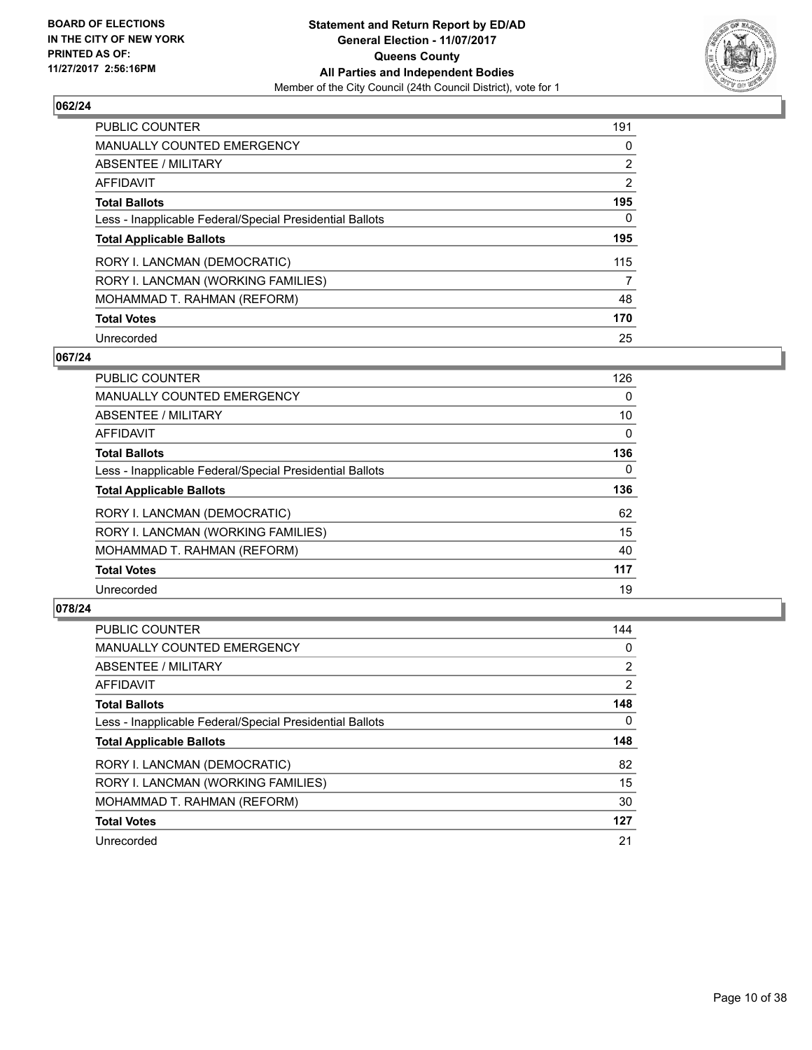**BOARD OF ELECTIONS IN THE CITY OF NEW YORK PRINTED AS OF: 11/27/2017 2:56:16PM**

**Statement and Return Report by ED/AD General Election - 11/07/2017 Queens County All Parties and Independent Bodies**

Member of the City Council (24th Council District), vote for 1

## 062/24

| | |
|---|---|
| PUBLIC COUNTER | 191 |
| MANUALLY COUNTED EMERGENCY | 0 |
| ABSENTEE / MILITARY | 2 |
| AFFIDAVIT | 2 |
| **Total Ballots** | **195** |
| Less - Inapplicable Federal/Special Presidential Ballots | 0 |
| **Total Applicable Ballots** | **195** |
| RORY I. LANCMAN (DEMOCRATIC) | 115 |
| RORY I. LANCMAN (WORKING FAMILIES) | 7 |
| MOHAMMAD T. RAHMAN (REFORM) | 48 |
| **Total Votes** | **170** |
| Unrecorded | 25 |

## 067/24

| | |
|---|---|
| PUBLIC COUNTER | 126 |
| MANUALLY COUNTED EMERGENCY | 0 |
| ABSENTEE / MILITARY | 10 |
| AFFIDAVIT | 0 |
| **Total Ballots** | **136** |
| Less - Inapplicable Federal/Special Presidential Ballots | 0 |
| **Total Applicable Ballots** | **136** |
| RORY I. LANCMAN (DEMOCRATIC) | 62 |
| RORY I. LANCMAN (WORKING FAMILIES) | 15 |
| MOHAMMAD T. RAHMAN (REFORM) | 40 |
| **Total Votes** | **117** |
| Unrecorded | 19 |

## 078/24

| | |
|---|---|
| PUBLIC COUNTER | 144 |
| MANUALLY COUNTED EMERGENCY | 0 |
| ABSENTEE / MILITARY | 2 |
| AFFIDAVIT | 2 |
| **Total Ballots** | **148** |
| Less - Inapplicable Federal/Special Presidential Ballots | 0 |
| **Total Applicable Ballots** | **148** |
| RORY I. LANCMAN (DEMOCRATIC) | 82 |
| RORY I. LANCMAN (WORKING FAMILIES) | 15 |
| MOHAMMAD T. RAHMAN (REFORM) | 30 |
| **Total Votes** | **127** |
| Unrecorded | 21 |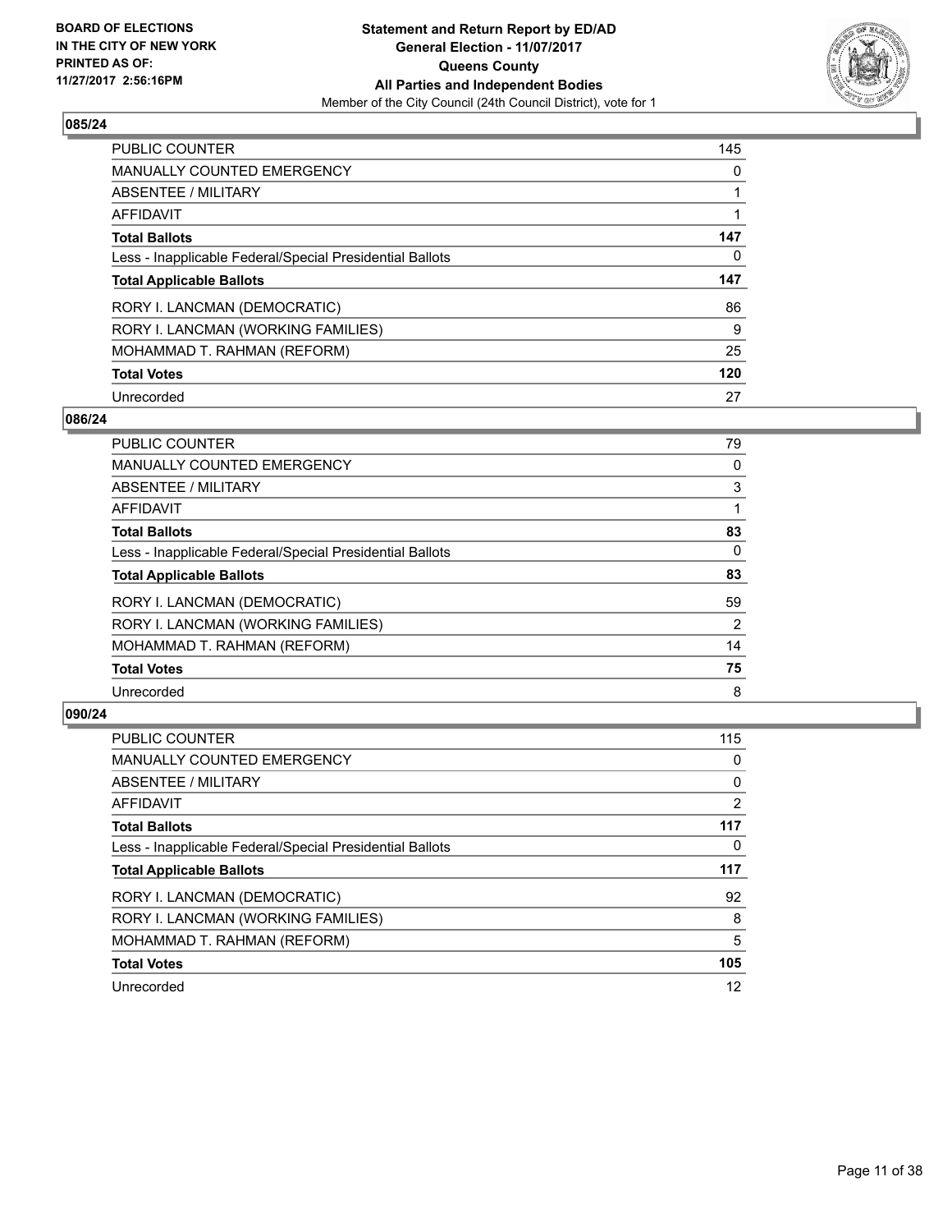**BOARD OF ELECTIONS IN THE CITY OF NEW YORK PRINTED AS OF: 11/27/2017 2:56:16PM**

# Statement and Return Report by ED/AD
## General Election - 11/07/2017
## Queens County
## All Parties and Independent Bodies
Member of the City Council (24th Council District), vote for 1

### 085/24

| | |
|---|---|
| PUBLIC COUNTER | 145 |
| MANUALLY COUNTED EMERGENCY | 0 |
| ABSENTEE / MILITARY | 1 |
| AFFIDAVIT | 1 |
| **Total Ballots** | **147** |
| Less - Inapplicable Federal/Special Presidential Ballots | 0 |
| **Total Applicable Ballots** | **147** |
| RORY I. LANCMAN (DEMOCRATIC) | 86 |
| RORY I. LANCMAN (WORKING FAMILIES) | 9 |
| MOHAMMAD T. RAHMAN (REFORM) | 25 |
| **Total Votes** | **120** |
| Unrecorded | 27 |

### 086/24

| | |
|---|---|
| PUBLIC COUNTER | 79 |
| MANUALLY COUNTED EMERGENCY | 0 |
| ABSENTEE / MILITARY | 3 |
| AFFIDAVIT | 1 |
| **Total Ballots** | **83** |
| Less - Inapplicable Federal/Special Presidential Ballots | 0 |
| **Total Applicable Ballots** | **83** |
| RORY I. LANCMAN (DEMOCRATIC) | 59 |
| RORY I. LANCMAN (WORKING FAMILIES) | 2 |
| MOHAMMAD T. RAHMAN (REFORM) | 14 |
| **Total Votes** | **75** |
| Unrecorded | 8 |

### 090/24

| | |
|---|---|
| PUBLIC COUNTER | 115 |
| MANUALLY COUNTED EMERGENCY | 0 |
| ABSENTEE / MILITARY | 0 |
| AFFIDAVIT | 2 |
| **Total Ballots** | **117** |
| Less - Inapplicable Federal/Special Presidential Ballots | 0 |
| **Total Applicable Ballots** | **117** |
| RORY I. LANCMAN (DEMOCRATIC) | 92 |
| RORY I. LANCMAN (WORKING FAMILIES) | 8 |
| MOHAMMAD T. RAHMAN (REFORM) | 5 |
| **Total Votes** | **105** |
| Unrecorded | 12 |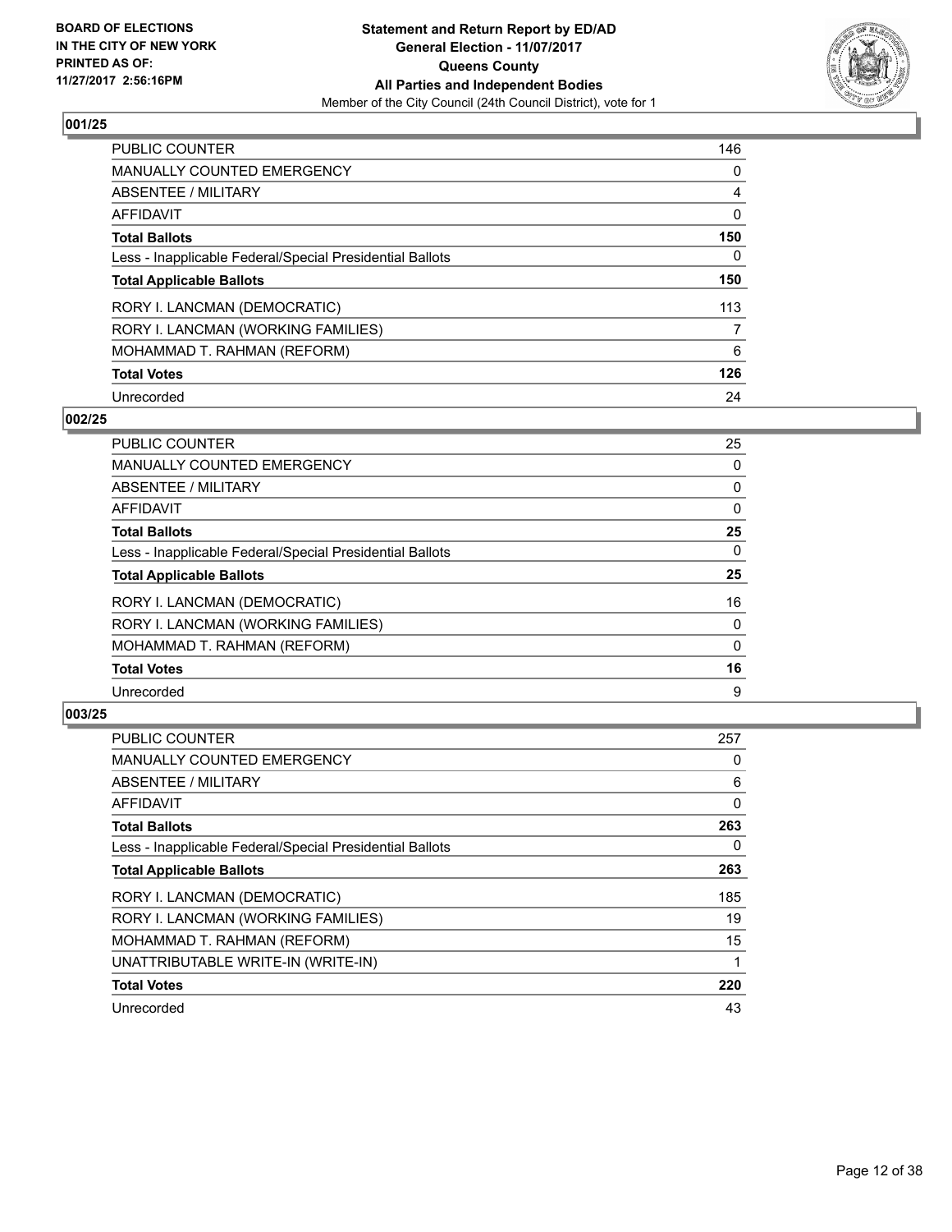BOARD OF ELECTIONS
IN THE CITY OF NEW YORK
PRINTED AS OF:
11/27/2017 2:56:16PM

**Statement and Return Report by ED/AD**
**General Election - 11/07/2017**
**Queens County**
**All Parties and Independent Bodies**
Member of the City Council (24th Council District), vote for 1

## 001/25

| | |
|---|---|
| PUBLIC COUNTER | 146 |
| MANUALLY COUNTED EMERGENCY | 0 |
| ABSENTEE / MILITARY | 4 |
| AFFIDAVIT | 0 |
| **Total Ballots** | **150** |
| Less - Inapplicable Federal/Special Presidential Ballots | 0 |
| **Total Applicable Ballots** | **150** |
| RORY I. LANCMAN (DEMOCRATIC) | 113 |
| RORY I. LANCMAN (WORKING FAMILIES) | 7 |
| MOHAMMAD T. RAHMAN (REFORM) | 6 |
| **Total Votes** | **126** |
| Unrecorded | 24 |

## 002/25

| | |
|---|---|
| PUBLIC COUNTER | 25 |
| MANUALLY COUNTED EMERGENCY | 0 |
| ABSENTEE / MILITARY | 0 |
| AFFIDAVIT | 0 |
| **Total Ballots** | **25** |
| Less - Inapplicable Federal/Special Presidential Ballots | 0 |
| **Total Applicable Ballots** | **25** |
| RORY I. LANCMAN (DEMOCRATIC) | 16 |
| RORY I. LANCMAN (WORKING FAMILIES) | 0 |
| MOHAMMAD T. RAHMAN (REFORM) | 0 |
| **Total Votes** | **16** |
| Unrecorded | 9 |

## 003/25

| | |
|---|---|
| PUBLIC COUNTER | 257 |
| MANUALLY COUNTED EMERGENCY | 0 |
| ABSENTEE / MILITARY | 6 |
| AFFIDAVIT | 0 |
| **Total Ballots** | **263** |
| Less - Inapplicable Federal/Special Presidential Ballots | 0 |
| **Total Applicable Ballots** | **263** |
| RORY I. LANCMAN (DEMOCRATIC) | 185 |
| RORY I. LANCMAN (WORKING FAMILIES) | 19 |
| MOHAMMAD T. RAHMAN (REFORM) | 15 |
| UNATTRIBUTABLE WRITE-IN (WRITE-IN) | 1 |
| **Total Votes** | **220** |
| Unrecorded | 43 |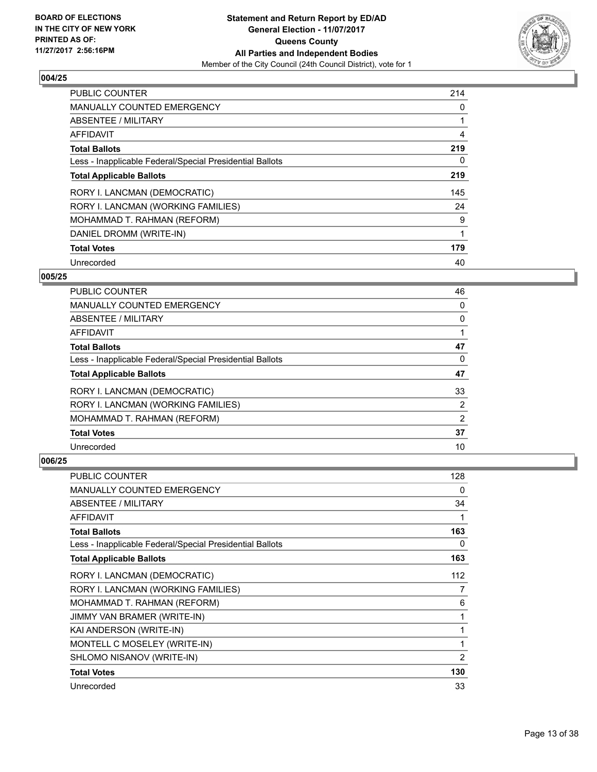### 004/25

| | |
|---|---|
| PUBLIC COUNTER | 214 |
| MANUALLY COUNTED EMERGENCY | 0 |
| ABSENTEE / MILITARY | 1 |
| AFFIDAVIT | 4 |
| **Total Ballots** | **219** |
| Less - Inapplicable Federal/Special Presidential Ballots | 0 |
| **Total Applicable Ballots** | **219** |
| RORY I. LANCMAN (DEMOCRATIC) | 145 |
| RORY I. LANCMAN (WORKING FAMILIES) | 24 |
| MOHAMMAD T. RAHMAN (REFORM) | 9 |
| DANIEL DROMM (WRITE-IN) | 1 |
| **Total Votes** | **179** |
| Unrecorded | 40 |

### 005/25

| | |
|---|---|
| PUBLIC COUNTER | 46 |
| MANUALLY COUNTED EMERGENCY | 0 |
| ABSENTEE / MILITARY | 0 |
| AFFIDAVIT | 1 |
| **Total Ballots** | **47** |
| Less - Inapplicable Federal/Special Presidential Ballots | 0 |
| **Total Applicable Ballots** | **47** |
| RORY I. LANCMAN (DEMOCRATIC) | 33 |
| RORY I. LANCMAN (WORKING FAMILIES) | 2 |
| MOHAMMAD T. RAHMAN (REFORM) | 2 |
| **Total Votes** | **37** |
| Unrecorded | 10 |

### 006/25

| | |
|---|---|
| PUBLIC COUNTER | 128 |
| MANUALLY COUNTED EMERGENCY | 0 |
| ABSENTEE / MILITARY | 34 |
| AFFIDAVIT | 1 |
| **Total Ballots** | **163** |
| Less - Inapplicable Federal/Special Presidential Ballots | 0 |
| **Total Applicable Ballots** | **163** |
| RORY I. LANCMAN (DEMOCRATIC) | 112 |
| RORY I. LANCMAN (WORKING FAMILIES) | 7 |
| MOHAMMAD T. RAHMAN (REFORM) | 6 |
| JIMMY VAN BRAMER (WRITE-IN) | 1 |
| KAI ANDERSON (WRITE-IN) | 1 |
| MONTELL C MOSELEY (WRITE-IN) | 1 |
| SHLOMO NISANOV (WRITE-IN) | 2 |
| **Total Votes** | **130** |
| Unrecorded | 33 |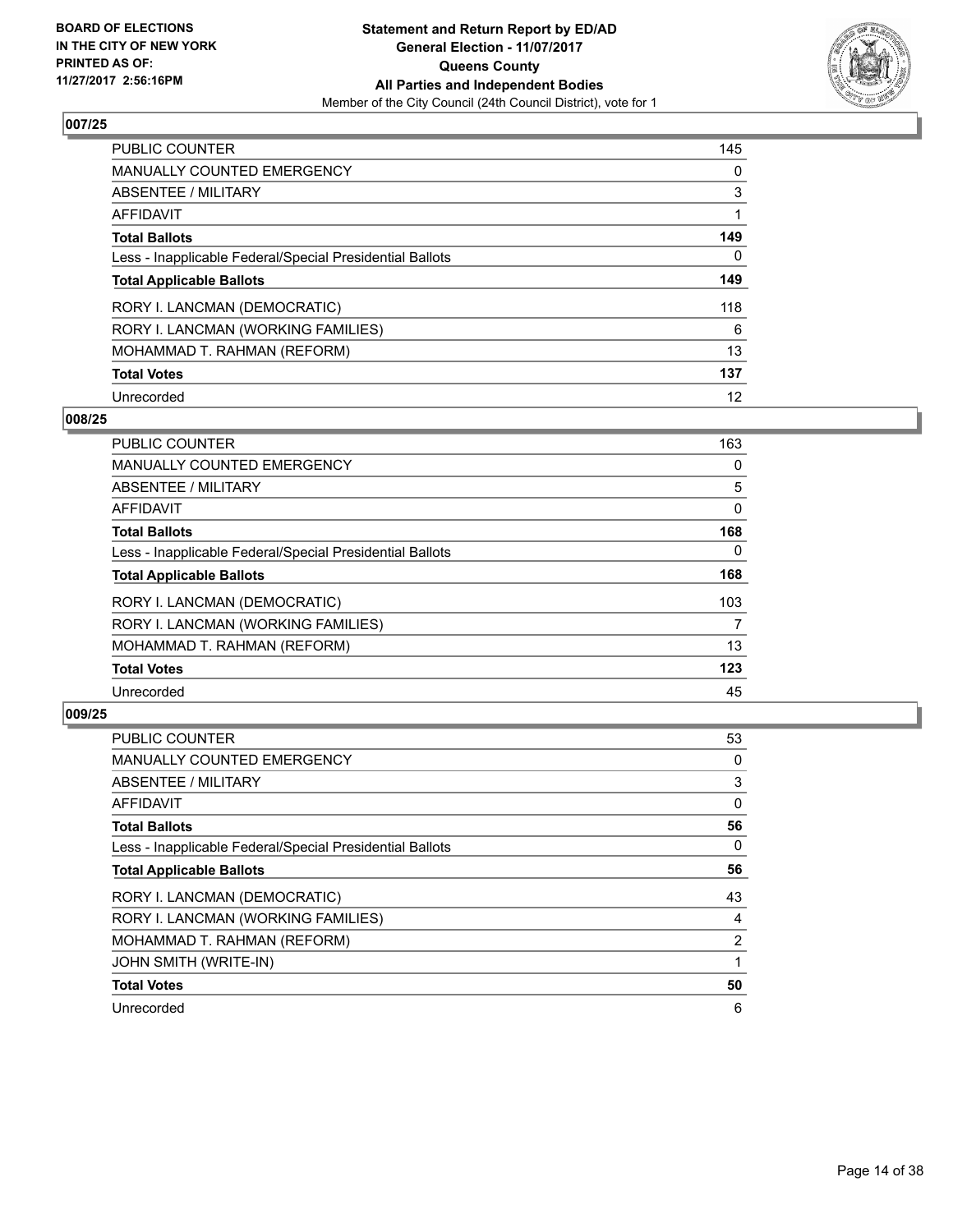**BOARD OF ELECTIONS IN THE CITY OF NEW YORK PRINTED AS OF: 11/27/2017 2:56:16PM**

**Statement and Return Report by ED/AD**
**General Election - 11/07/2017**
**Queens County**
**All Parties and Independent Bodies**
Member of the City Council (24th Council District), vote for 1

## 007/25

| | |
|---|---|
| PUBLIC COUNTER | 145 |
| MANUALLY COUNTED EMERGENCY | 0 |
| ABSENTEE / MILITARY | 3 |
| AFFIDAVIT | 1 |
| **Total Ballots** | **149** |
| Less - Inapplicable Federal/Special Presidential Ballots | 0 |
| **Total Applicable Ballots** | **149** |
| RORY I. LANCMAN (DEMOCRATIC) | 118 |
| RORY I. LANCMAN (WORKING FAMILIES) | 6 |
| MOHAMMAD T. RAHMAN (REFORM) | 13 |
| **Total Votes** | **137** |
| Unrecorded | 12 |

## 008/25

| | |
|---|---|
| PUBLIC COUNTER | 163 |
| MANUALLY COUNTED EMERGENCY | 0 |
| ABSENTEE / MILITARY | 5 |
| AFFIDAVIT | 0 |
| **Total Ballots** | **168** |
| Less - Inapplicable Federal/Special Presidential Ballots | 0 |
| **Total Applicable Ballots** | **168** |
| RORY I. LANCMAN (DEMOCRATIC) | 103 |
| RORY I. LANCMAN (WORKING FAMILIES) | 7 |
| MOHAMMAD T. RAHMAN (REFORM) | 13 |
| **Total Votes** | **123** |
| Unrecorded | 45 |

## 009/25

| | |
|---|---|
| PUBLIC COUNTER | 53 |
| MANUALLY COUNTED EMERGENCY | 0 |
| ABSENTEE / MILITARY | 3 |
| AFFIDAVIT | 0 |
| **Total Ballots** | **56** |
| Less - Inapplicable Federal/Special Presidential Ballots | 0 |
| **Total Applicable Ballots** | **56** |
| RORY I. LANCMAN (DEMOCRATIC) | 43 |
| RORY I. LANCMAN (WORKING FAMILIES) | 4 |
| MOHAMMAD T. RAHMAN (REFORM) | 2 |
| JOHN SMITH (WRITE-IN) | 1 |
| **Total Votes** | **50** |
| Unrecorded | 6 |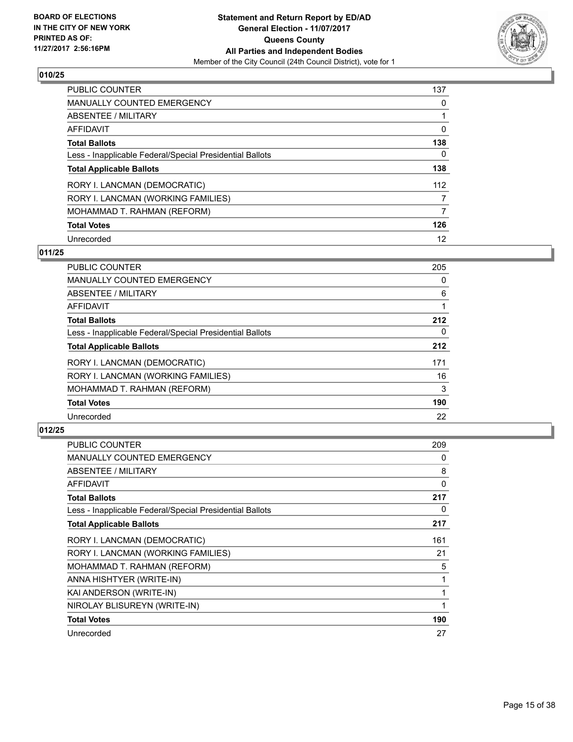### 010/25

| | |
|---|---|
| PUBLIC COUNTER | 137 |
| MANUALLY COUNTED EMERGENCY | 0 |
| ABSENTEE / MILITARY | 1 |
| AFFIDAVIT | 0 |
| **Total Ballots** | **138** |
| Less - Inapplicable Federal/Special Presidential Ballots | 0 |
| **Total Applicable Ballots** | **138** |
| RORY I. LANCMAN (DEMOCRATIC) | 112 |
| RORY I. LANCMAN (WORKING FAMILIES) | 7 |
| MOHAMMAD T. RAHMAN (REFORM) | 7 |
| **Total Votes** | **126** |
| Unrecorded | 12 |

### 011/25

| | |
|---|---|
| PUBLIC COUNTER | 205 |
| MANUALLY COUNTED EMERGENCY | 0 |
| ABSENTEE / MILITARY | 6 |
| AFFIDAVIT | 1 |
| **Total Ballots** | **212** |
| Less - Inapplicable Federal/Special Presidential Ballots | 0 |
| **Total Applicable Ballots** | **212** |
| RORY I. LANCMAN (DEMOCRATIC) | 171 |
| RORY I. LANCMAN (WORKING FAMILIES) | 16 |
| MOHAMMAD T. RAHMAN (REFORM) | 3 |
| **Total Votes** | **190** |
| Unrecorded | 22 |

### 012/25

| | |
|---|---|
| PUBLIC COUNTER | 209 |
| MANUALLY COUNTED EMERGENCY | 0 |
| ABSENTEE / MILITARY | 8 |
| AFFIDAVIT | 0 |
| **Total Ballots** | **217** |
| Less - Inapplicable Federal/Special Presidential Ballots | 0 |
| **Total Applicable Ballots** | **217** |
| RORY I. LANCMAN (DEMOCRATIC) | 161 |
| RORY I. LANCMAN (WORKING FAMILIES) | 21 |
| MOHAMMAD T. RAHMAN (REFORM) | 5 |
| ANNA HISHTYER (WRITE-IN) | 1 |
| KAI ANDERSON (WRITE-IN) | 1 |
| NIROLAY BLISUREYN (WRITE-IN) | 1 |
| **Total Votes** | **190** |
| Unrecorded | 27 |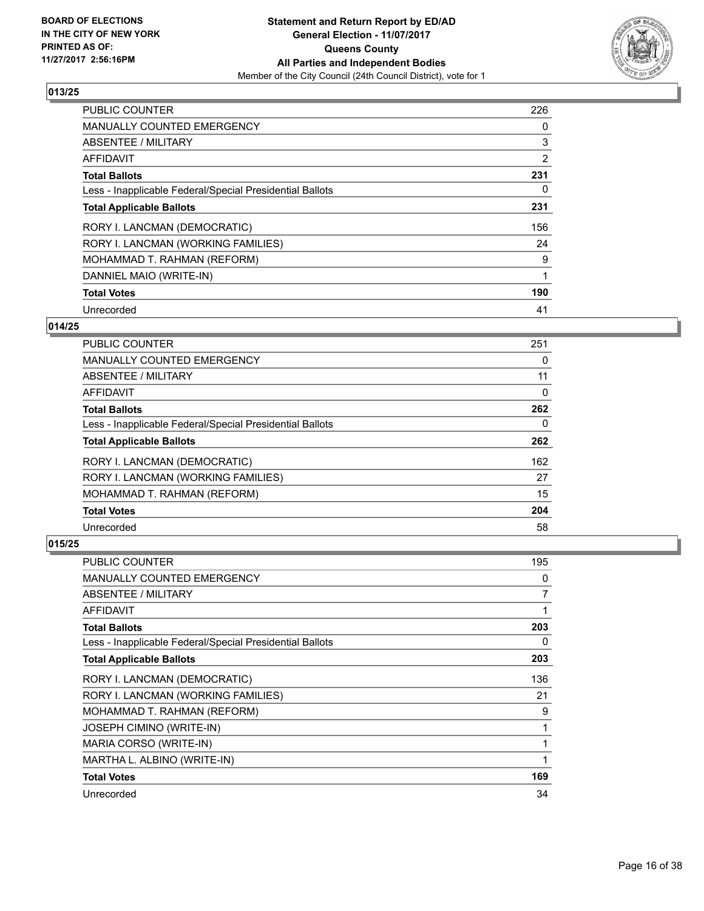## 013/25

| | |
|---|---|
| PUBLIC COUNTER | 226 |
| MANUALLY COUNTED EMERGENCY | 0 |
| ABSENTEE / MILITARY | 3 |
| AFFIDAVIT | 2 |
| **Total Ballots** | **231** |
| Less - Inapplicable Federal/Special Presidential Ballots | 0 |
| **Total Applicable Ballots** | **231** |
| RORY I. LANCMAN (DEMOCRATIC) | 156 |
| RORY I. LANCMAN (WORKING FAMILIES) | 24 |
| MOHAMMAD T. RAHMAN (REFORM) | 9 |
| DANNIEL MAIO (WRITE-IN) | 1 |
| **Total Votes** | **190** |
| Unrecorded | 41 |

## 014/25

| | |
|---|---|
| PUBLIC COUNTER | 251 |
| MANUALLY COUNTED EMERGENCY | 0 |
| ABSENTEE / MILITARY | 11 |
| AFFIDAVIT | 0 |
| **Total Ballots** | **262** |
| Less - Inapplicable Federal/Special Presidential Ballots | 0 |
| **Total Applicable Ballots** | **262** |
| RORY I. LANCMAN (DEMOCRATIC) | 162 |
| RORY I. LANCMAN (WORKING FAMILIES) | 27 |
| MOHAMMAD T. RAHMAN (REFORM) | 15 |
| **Total Votes** | **204** |
| Unrecorded | 58 |

## 015/25

| | |
|---|---|
| PUBLIC COUNTER | 195 |
| MANUALLY COUNTED EMERGENCY | 0 |
| ABSENTEE / MILITARY | 7 |
| AFFIDAVIT | 1 |
| **Total Ballots** | **203** |
| Less - Inapplicable Federal/Special Presidential Ballots | 0 |
| **Total Applicable Ballots** | **203** |
| RORY I. LANCMAN (DEMOCRATIC) | 136 |
| RORY I. LANCMAN (WORKING FAMILIES) | 21 |
| MOHAMMAD T. RAHMAN (REFORM) | 9 |
| JOSEPH CIMINO (WRITE-IN) | 1 |
| MARIA CORSO (WRITE-IN) | 1 |
| MARTHA L. ALBINO (WRITE-IN) | 1 |
| **Total Votes** | **169** |
| Unrecorded | 34 |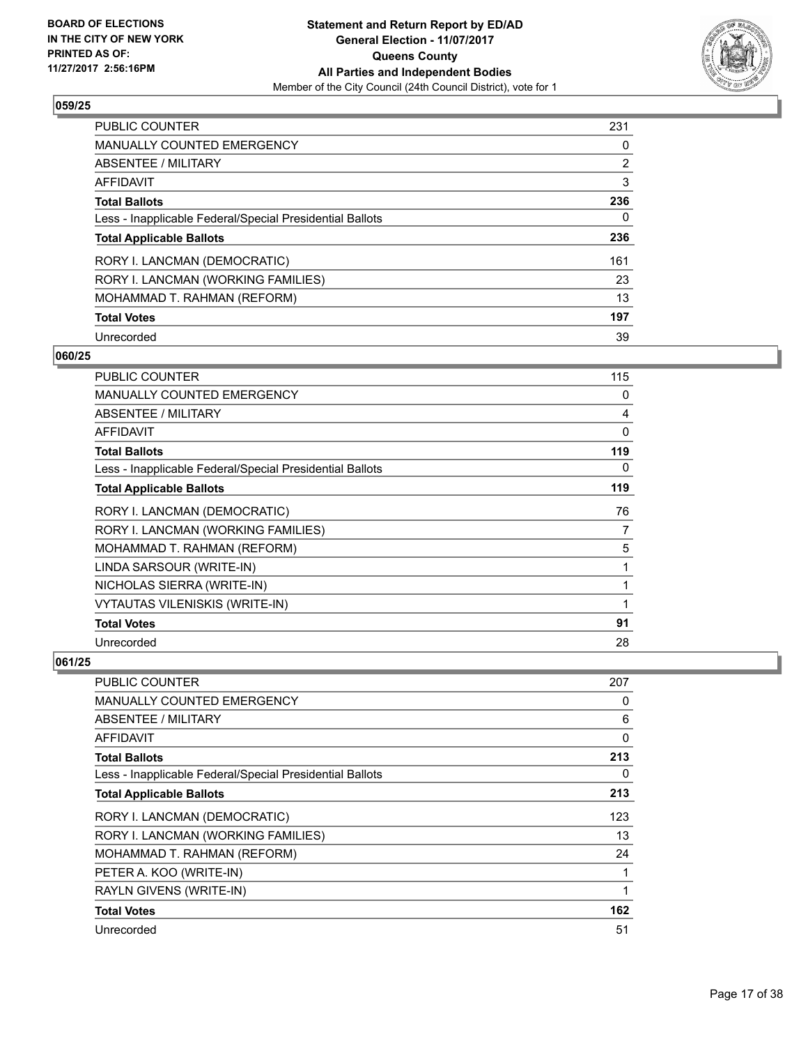**Statement and Return Report by ED/AD**
**General Election - 11/07/2017**
**Queens County**
**All Parties and Independent Bodies**
Member of the City Council (24th Council District), vote for 1

BOARD OF ELECTIONS IN THE CITY OF NEW YORK PRINTED AS OF: 11/27/2017 2:56:16PM

### 059/25

| | |
|---|---|
| PUBLIC COUNTER | 231 |
| MANUALLY COUNTED EMERGENCY | 0 |
| ABSENTEE / MILITARY | 2 |
| AFFIDAVIT | 3 |
| **Total Ballots** | **236** |
| Less - Inapplicable Federal/Special Presidential Ballots | 0 |
| **Total Applicable Ballots** | **236** |
| RORY I. LANCMAN (DEMOCRATIC) | 161 |
| RORY I. LANCMAN (WORKING FAMILIES) | 23 |
| MOHAMMAD T. RAHMAN (REFORM) | 13 |
| **Total Votes** | **197** |
| Unrecorded | 39 |

### 060/25

| | |
|---|---|
| PUBLIC COUNTER | 115 |
| MANUALLY COUNTED EMERGENCY | 0 |
| ABSENTEE / MILITARY | 4 |
| AFFIDAVIT | 0 |
| **Total Ballots** | **119** |
| Less - Inapplicable Federal/Special Presidential Ballots | 0 |
| **Total Applicable Ballots** | **119** |
| RORY I. LANCMAN (DEMOCRATIC) | 76 |
| RORY I. LANCMAN (WORKING FAMILIES) | 7 |
| MOHAMMAD T. RAHMAN (REFORM) | 5 |
| LINDA SARSOUR (WRITE-IN) | 1 |
| NICHOLAS SIERRA (WRITE-IN) | 1 |
| VYTAUTAS VILENISKIS (WRITE-IN) | 1 |
| **Total Votes** | **91** |
| Unrecorded | 28 |

### 061/25

| | |
|---|---|
| PUBLIC COUNTER | 207 |
| MANUALLY COUNTED EMERGENCY | 0 |
| ABSENTEE / MILITARY | 6 |
| AFFIDAVIT | 0 |
| **Total Ballots** | **213** |
| Less - Inapplicable Federal/Special Presidential Ballots | 0 |
| **Total Applicable Ballots** | **213** |
| RORY I. LANCMAN (DEMOCRATIC) | 123 |
| RORY I. LANCMAN (WORKING FAMILIES) | 13 |
| MOHAMMAD T. RAHMAN (REFORM) | 24 |
| PETER A. KOO (WRITE-IN) | 1 |
| RAYLN GIVENS (WRITE-IN) | 1 |
| **Total Votes** | **162** |
| Unrecorded | 51 |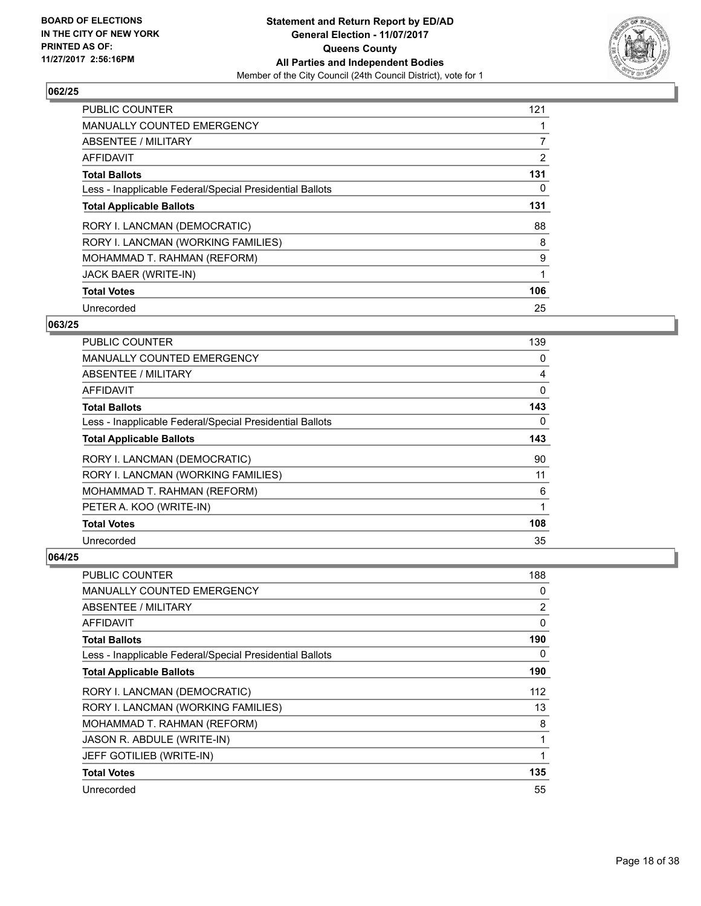**BOARD OF ELECTIONS IN THE CITY OF NEW YORK PRINTED AS OF: 11/27/2017 2:56:16PM**

**Statement and Return Report by ED/AD General Election - 11/07/2017 Queens County All Parties and Independent Bodies**

Member of the City Council (24th Council District), vote for 1

### 062/25

| | |
|---|---|
| PUBLIC COUNTER | 121 |
| MANUALLY COUNTED EMERGENCY | 1 |
| ABSENTEE / MILITARY | 7 |
| AFFIDAVIT | 2 |
| **Total Ballots** | **131** |
| Less - Inapplicable Federal/Special Presidential Ballots | 0 |
| **Total Applicable Ballots** | **131** |
| RORY I. LANCMAN (DEMOCRATIC) | 88 |
| RORY I. LANCMAN (WORKING FAMILIES) | 8 |
| MOHAMMAD T. RAHMAN (REFORM) | 9 |
| JACK BAER (WRITE-IN) | 1 |
| **Total Votes** | **106** |
| Unrecorded | 25 |

### 063/25

| | |
|---|---|
| PUBLIC COUNTER | 139 |
| MANUALLY COUNTED EMERGENCY | 0 |
| ABSENTEE / MILITARY | 4 |
| AFFIDAVIT | 0 |
| **Total Ballots** | **143** |
| Less - Inapplicable Federal/Special Presidential Ballots | 0 |
| **Total Applicable Ballots** | **143** |
| RORY I. LANCMAN (DEMOCRATIC) | 90 |
| RORY I. LANCMAN (WORKING FAMILIES) | 11 |
| MOHAMMAD T. RAHMAN (REFORM) | 6 |
| PETER A. KOO (WRITE-IN) | 1 |
| **Total Votes** | **108** |
| Unrecorded | 35 |

### 064/25

| | |
|---|---|
| PUBLIC COUNTER | 188 |
| MANUALLY COUNTED EMERGENCY | 0 |
| ABSENTEE / MILITARY | 2 |
| AFFIDAVIT | 0 |
| **Total Ballots** | **190** |
| Less - Inapplicable Federal/Special Presidential Ballots | 0 |
| **Total Applicable Ballots** | **190** |
| RORY I. LANCMAN (DEMOCRATIC) | 112 |
| RORY I. LANCMAN (WORKING FAMILIES) | 13 |
| MOHAMMAD T. RAHMAN (REFORM) | 8 |
| JASON R. ABDULE (WRITE-IN) | 1 |
| JEFF GOTILIEB (WRITE-IN) | 1 |
| **Total Votes** | **135** |
| Unrecorded | 55 |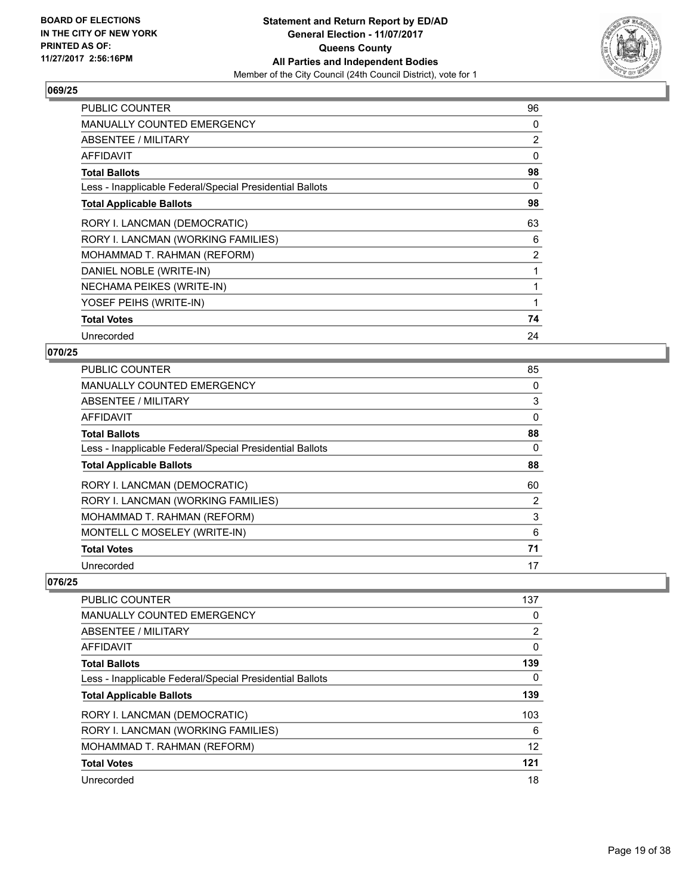**BOARD OF ELECTIONS IN THE CITY OF NEW YORK PRINTED AS OF: 11/27/2017 2:56:16PM**

**Statement and Return Report by ED/AD**
**General Election - 11/07/2017**
**Queens County**
**All Parties and Independent Bodies**
Member of the City Council (24th Council District), vote for 1

### 069/25

| | |
|---|---|
| PUBLIC COUNTER | 96 |
| MANUALLY COUNTED EMERGENCY | 0 |
| ABSENTEE / MILITARY | 2 |
| AFFIDAVIT | 0 |
| **Total Ballots** | **98** |
| Less - Inapplicable Federal/Special Presidential Ballots | 0 |
| **Total Applicable Ballots** | **98** |
| RORY I. LANCMAN (DEMOCRATIC) | 63 |
| RORY I. LANCMAN (WORKING FAMILIES) | 6 |
| MOHAMMAD T. RAHMAN (REFORM) | 2 |
| DANIEL NOBLE (WRITE-IN) | 1 |
| NECHAMA PEIKES (WRITE-IN) | 1 |
| YOSEF PEIHS (WRITE-IN) | 1 |
| **Total Votes** | **74** |
| Unrecorded | 24 |

### 070/25

| | |
|---|---|
| PUBLIC COUNTER | 85 |
| MANUALLY COUNTED EMERGENCY | 0 |
| ABSENTEE / MILITARY | 3 |
| AFFIDAVIT | 0 |
| **Total Ballots** | **88** |
| Less - Inapplicable Federal/Special Presidential Ballots | 0 |
| **Total Applicable Ballots** | **88** |
| RORY I. LANCMAN (DEMOCRATIC) | 60 |
| RORY I. LANCMAN (WORKING FAMILIES) | 2 |
| MOHAMMAD T. RAHMAN (REFORM) | 3 |
| MONTELL C MOSELEY (WRITE-IN) | 6 |
| **Total Votes** | **71** |
| Unrecorded | 17 |

### 076/25

| | |
|---|---|
| PUBLIC COUNTER | 137 |
| MANUALLY COUNTED EMERGENCY | 0 |
| ABSENTEE / MILITARY | 2 |
| AFFIDAVIT | 0 |
| **Total Ballots** | **139** |
| Less - Inapplicable Federal/Special Presidential Ballots | 0 |
| **Total Applicable Ballots** | **139** |
| RORY I. LANCMAN (DEMOCRATIC) | 103 |
| RORY I. LANCMAN (WORKING FAMILIES) | 6 |
| MOHAMMAD T. RAHMAN (REFORM) | 12 |
| **Total Votes** | **121** |
| Unrecorded | 18 |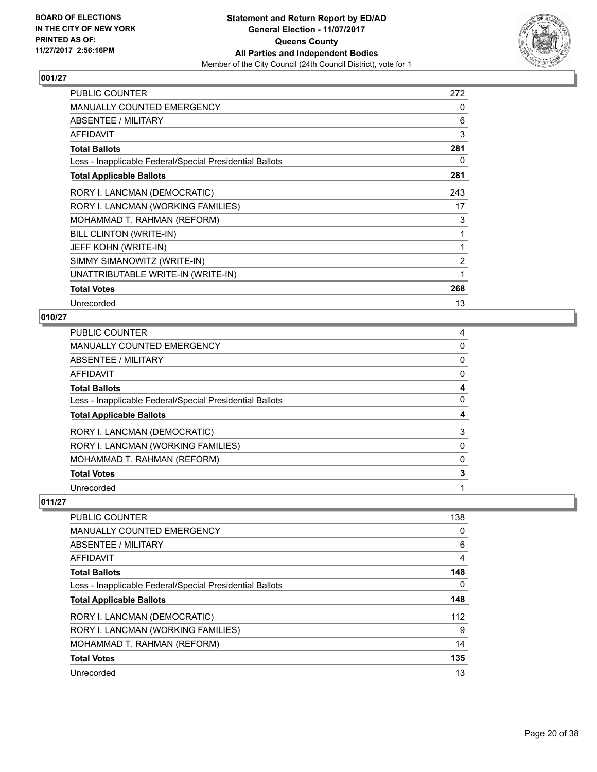### 001/27

| | |
|---|---|
| PUBLIC COUNTER | 272 |
| MANUALLY COUNTED EMERGENCY | 0 |
| ABSENTEE / MILITARY | 6 |
| AFFIDAVIT | 3 |
| **Total Ballots** | **281** |
| Less - Inapplicable Federal/Special Presidential Ballots | 0 |
| **Total Applicable Ballots** | **281** |
| RORY I. LANCMAN (DEMOCRATIC) | 243 |
| RORY I. LANCMAN (WORKING FAMILIES) | 17 |
| MOHAMMAD T. RAHMAN (REFORM) | 3 |
| BILL CLINTON (WRITE-IN) | 1 |
| JEFF KOHN (WRITE-IN) | 1 |
| SIMMY SIMANOWITZ (WRITE-IN) | 2 |
| UNATTRIBUTABLE WRITE-IN (WRITE-IN) | 1 |
| **Total Votes** | **268** |
| Unrecorded | 13 |

### 010/27

| | |
|---|---|
| PUBLIC COUNTER | 4 |
| MANUALLY COUNTED EMERGENCY | 0 |
| ABSENTEE / MILITARY | 0 |
| AFFIDAVIT | 0 |
| **Total Ballots** | **4** |
| Less - Inapplicable Federal/Special Presidential Ballots | 0 |
| **Total Applicable Ballots** | **4** |
| RORY I. LANCMAN (DEMOCRATIC) | 3 |
| RORY I. LANCMAN (WORKING FAMILIES) | 0 |
| MOHAMMAD T. RAHMAN (REFORM) | 0 |
| **Total Votes** | **3** |
| Unrecorded | 1 |

### 011/27

| | |
|---|---|
| PUBLIC COUNTER | 138 |
| MANUALLY COUNTED EMERGENCY | 0 |
| ABSENTEE / MILITARY | 6 |
| AFFIDAVIT | 4 |
| **Total Ballots** | **148** |
| Less - Inapplicable Federal/Special Presidential Ballots | 0 |
| **Total Applicable Ballots** | **148** |
| RORY I. LANCMAN (DEMOCRATIC) | 112 |
| RORY I. LANCMAN (WORKING FAMILIES) | 9 |
| MOHAMMAD T. RAHMAN (REFORM) | 14 |
| **Total Votes** | **135** |
| Unrecorded | 13 |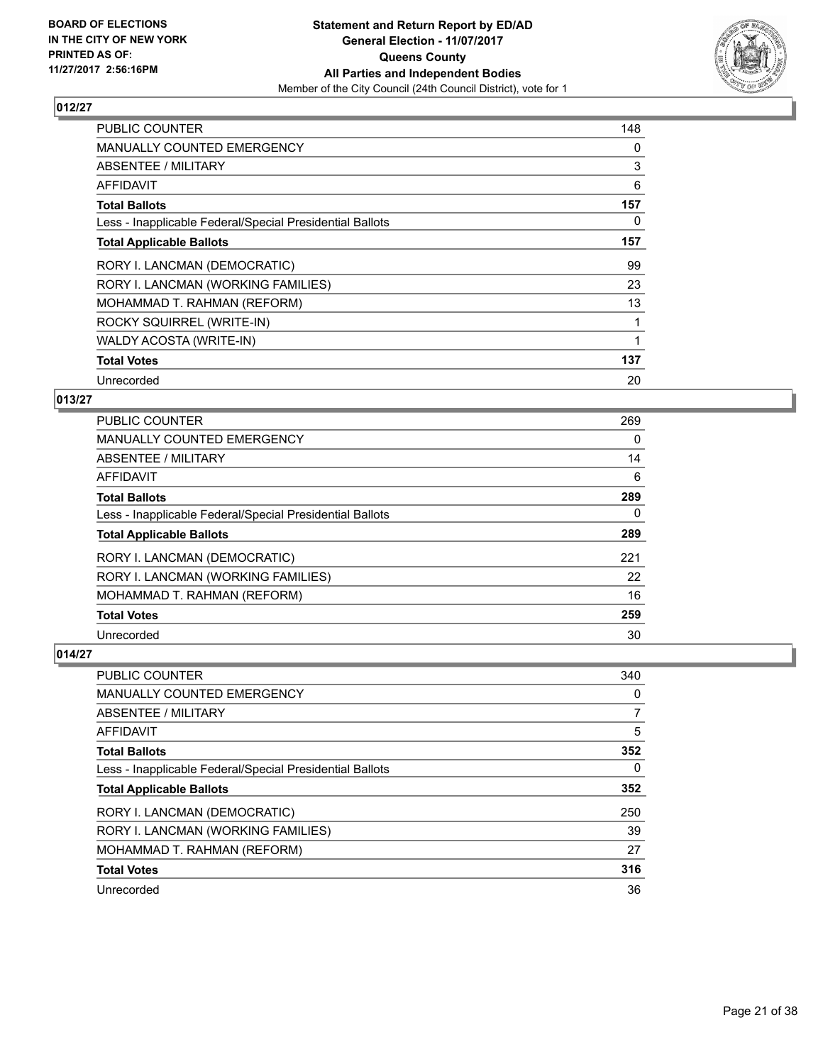**BOARD OF ELECTIONS IN THE CITY OF NEW YORK PRINTED AS OF: 11/27/2017 2:56:16PM**

**Statement and Return Report by ED/AD General Election - 11/07/2017 Queens County All Parties and Independent Bodies**

Member of the City Council (24th Council District), vote for 1

### 012/27

| | |
|---|---|
| PUBLIC COUNTER | 148 |
| MANUALLY COUNTED EMERGENCY | 0 |
| ABSENTEE / MILITARY | 3 |
| AFFIDAVIT | 6 |
| **Total Ballots** | **157** |
| Less - Inapplicable Federal/Special Presidential Ballots | 0 |
| **Total Applicable Ballots** | **157** |
| RORY I. LANCMAN (DEMOCRATIC) | 99 |
| RORY I. LANCMAN (WORKING FAMILIES) | 23 |
| MOHAMMAD T. RAHMAN (REFORM) | 13 |
| ROCKY SQUIRREL (WRITE-IN) | 1 |
| WALDY ACOSTA (WRITE-IN) | 1 |
| **Total Votes** | **137** |
| Unrecorded | 20 |

### 013/27

| | |
|---|---|
| PUBLIC COUNTER | 269 |
| MANUALLY COUNTED EMERGENCY | 0 |
| ABSENTEE / MILITARY | 14 |
| AFFIDAVIT | 6 |
| **Total Ballots** | **289** |
| Less - Inapplicable Federal/Special Presidential Ballots | 0 |
| **Total Applicable Ballots** | **289** |
| RORY I. LANCMAN (DEMOCRATIC) | 221 |
| RORY I. LANCMAN (WORKING FAMILIES) | 22 |
| MOHAMMAD T. RAHMAN (REFORM) | 16 |
| **Total Votes** | **259** |
| Unrecorded | 30 |

### 014/27

| | |
|---|---|
| PUBLIC COUNTER | 340 |
| MANUALLY COUNTED EMERGENCY | 0 |
| ABSENTEE / MILITARY | 7 |
| AFFIDAVIT | 5 |
| **Total Ballots** | **352** |
| Less - Inapplicable Federal/Special Presidential Ballots | 0 |
| **Total Applicable Ballots** | **352** |
| RORY I. LANCMAN (DEMOCRATIC) | 250 |
| RORY I. LANCMAN (WORKING FAMILIES) | 39 |
| MOHAMMAD T. RAHMAN (REFORM) | 27 |
| **Total Votes** | **316** |
| Unrecorded | 36 |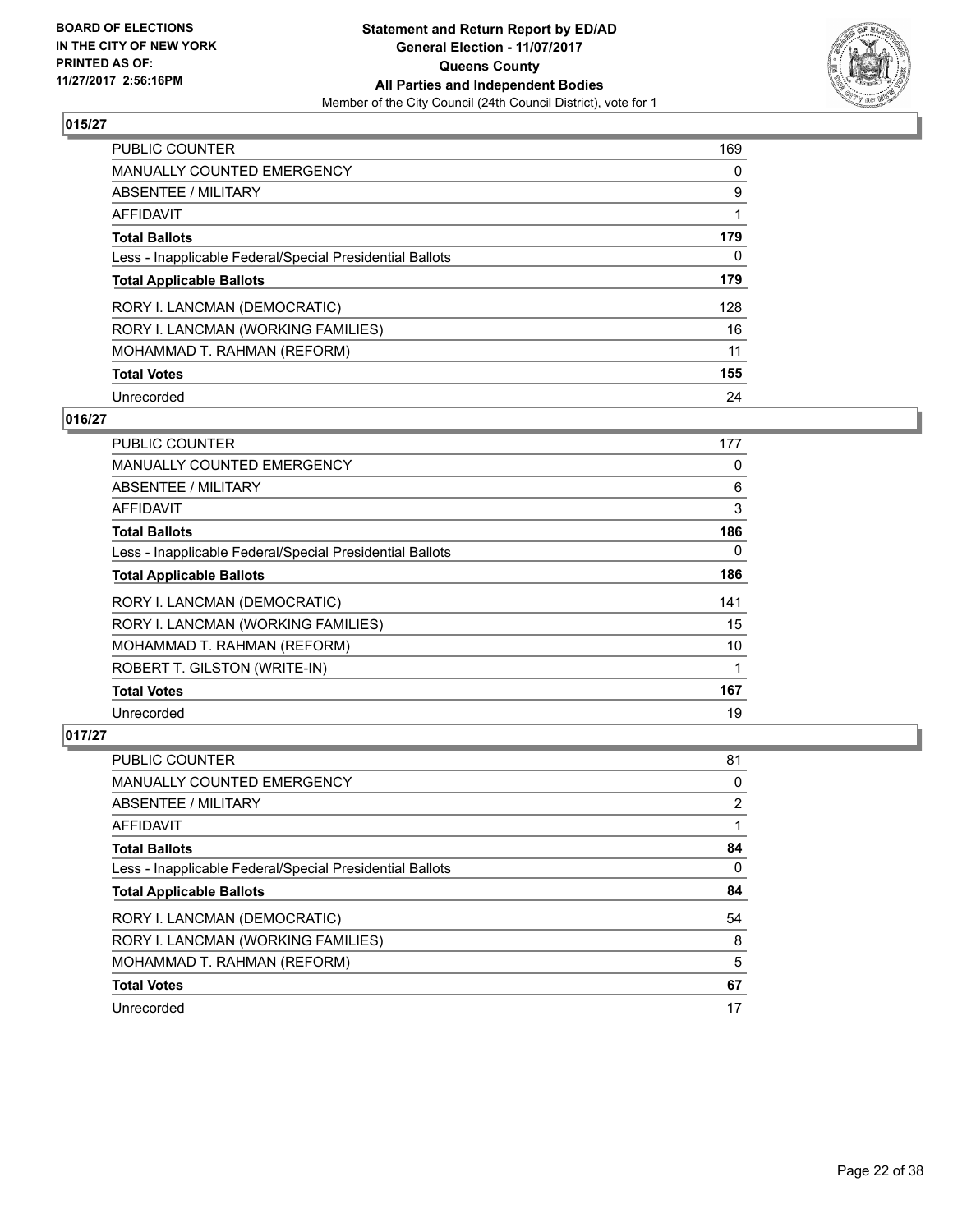**BOARD OF ELECTIONS IN THE CITY OF NEW YORK PRINTED AS OF: 11/27/2017 2:56:16PM**

**Statement and Return Report by ED/AD General Election - 11/07/2017 Queens County All Parties and Independent Bodies**
Member of the City Council (24th Council District), vote for 1

### 015/27

| | |
|---|---|
| PUBLIC COUNTER | 169 |
| MANUALLY COUNTED EMERGENCY | 0 |
| ABSENTEE / MILITARY | 9 |
| AFFIDAVIT | 1 |
| **Total Ballots** | **179** |
| Less - Inapplicable Federal/Special Presidential Ballots | 0 |
| **Total Applicable Ballots** | **179** |
| RORY I. LANCMAN (DEMOCRATIC) | 128 |
| RORY I. LANCMAN (WORKING FAMILIES) | 16 |
| MOHAMMAD T. RAHMAN (REFORM) | 11 |
| **Total Votes** | **155** |
| Unrecorded | 24 |

### 016/27

| | |
|---|---|
| PUBLIC COUNTER | 177 |
| MANUALLY COUNTED EMERGENCY | 0 |
| ABSENTEE / MILITARY | 6 |
| AFFIDAVIT | 3 |
| **Total Ballots** | **186** |
| Less - Inapplicable Federal/Special Presidential Ballots | 0 |
| **Total Applicable Ballots** | **186** |
| RORY I. LANCMAN (DEMOCRATIC) | 141 |
| RORY I. LANCMAN (WORKING FAMILIES) | 15 |
| MOHAMMAD T. RAHMAN (REFORM) | 10 |
| ROBERT T. GILSTON (WRITE-IN) | 1 |
| **Total Votes** | **167** |
| Unrecorded | 19 |

### 017/27

| | |
|---|---|
| PUBLIC COUNTER | 81 |
| MANUALLY COUNTED EMERGENCY | 0 |
| ABSENTEE / MILITARY | 2 |
| AFFIDAVIT | 1 |
| **Total Ballots** | **84** |
| Less - Inapplicable Federal/Special Presidential Ballots | 0 |
| **Total Applicable Ballots** | **84** |
| RORY I. LANCMAN (DEMOCRATIC) | 54 |
| RORY I. LANCMAN (WORKING FAMILIES) | 8 |
| MOHAMMAD T. RAHMAN (REFORM) | 5 |
| **Total Votes** | **67** |
| Unrecorded | 17 |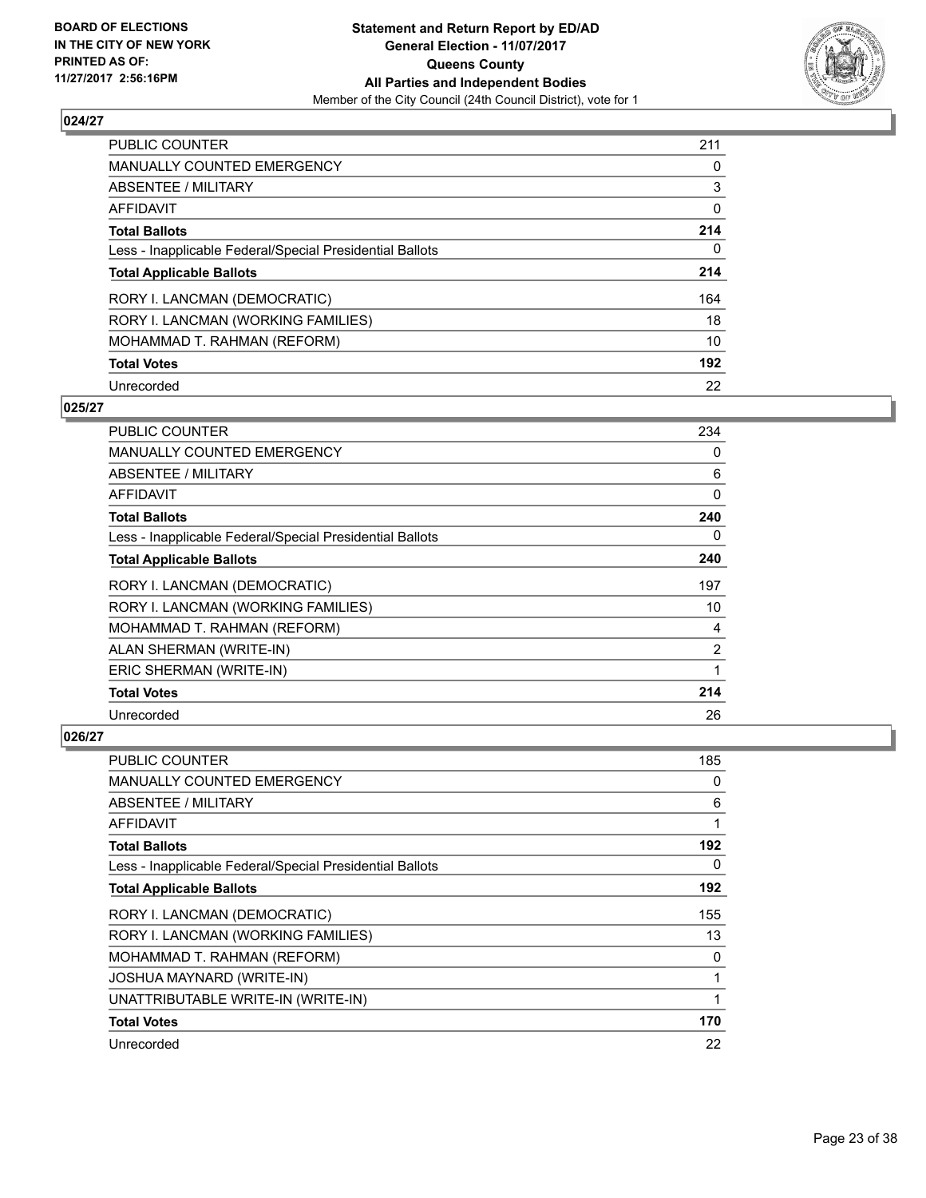**BOARD OF ELECTIONS IN THE CITY OF NEW YORK PRINTED AS OF: 11/27/2017 2:56:16PM**

**Statement and Return Report by ED/AD General Election - 11/07/2017 Queens County All Parties and Independent Bodies**

Member of the City Council (24th Council District), vote for 1

### 024/27

| | |
|---|---|
| PUBLIC COUNTER | 211 |
| MANUALLY COUNTED EMERGENCY | 0 |
| ABSENTEE / MILITARY | 3 |
| AFFIDAVIT | 0 |
| **Total Ballots** | **214** |
| Less - Inapplicable Federal/Special Presidential Ballots | 0 |
| **Total Applicable Ballots** | **214** |
| RORY I. LANCMAN (DEMOCRATIC) | 164 |
| RORY I. LANCMAN (WORKING FAMILIES) | 18 |
| MOHAMMAD T. RAHMAN (REFORM) | 10 |
| **Total Votes** | **192** |
| Unrecorded | 22 |

### 025/27

| | |
|---|---|
| PUBLIC COUNTER | 234 |
| MANUALLY COUNTED EMERGENCY | 0 |
| ABSENTEE / MILITARY | 6 |
| AFFIDAVIT | 0 |
| **Total Ballots** | **240** |
| Less - Inapplicable Federal/Special Presidential Ballots | 0 |
| **Total Applicable Ballots** | **240** |
| RORY I. LANCMAN (DEMOCRATIC) | 197 |
| RORY I. LANCMAN (WORKING FAMILIES) | 10 |
| MOHAMMAD T. RAHMAN (REFORM) | 4 |
| ALAN SHERMAN (WRITE-IN) | 2 |
| ERIC SHERMAN (WRITE-IN) | 1 |
| **Total Votes** | **214** |
| Unrecorded | 26 |

### 026/27

| | |
|---|---|
| PUBLIC COUNTER | 185 |
| MANUALLY COUNTED EMERGENCY | 0 |
| ABSENTEE / MILITARY | 6 |
| AFFIDAVIT | 1 |
| **Total Ballots** | **192** |
| Less - Inapplicable Federal/Special Presidential Ballots | 0 |
| **Total Applicable Ballots** | **192** |
| RORY I. LANCMAN (DEMOCRATIC) | 155 |
| RORY I. LANCMAN (WORKING FAMILIES) | 13 |
| MOHAMMAD T. RAHMAN (REFORM) | 0 |
| JOSHUA MAYNARD (WRITE-IN) | 1 |
| UNATTRIBUTABLE WRITE-IN (WRITE-IN) | 1 |
| **Total Votes** | **170** |
| Unrecorded | 22 |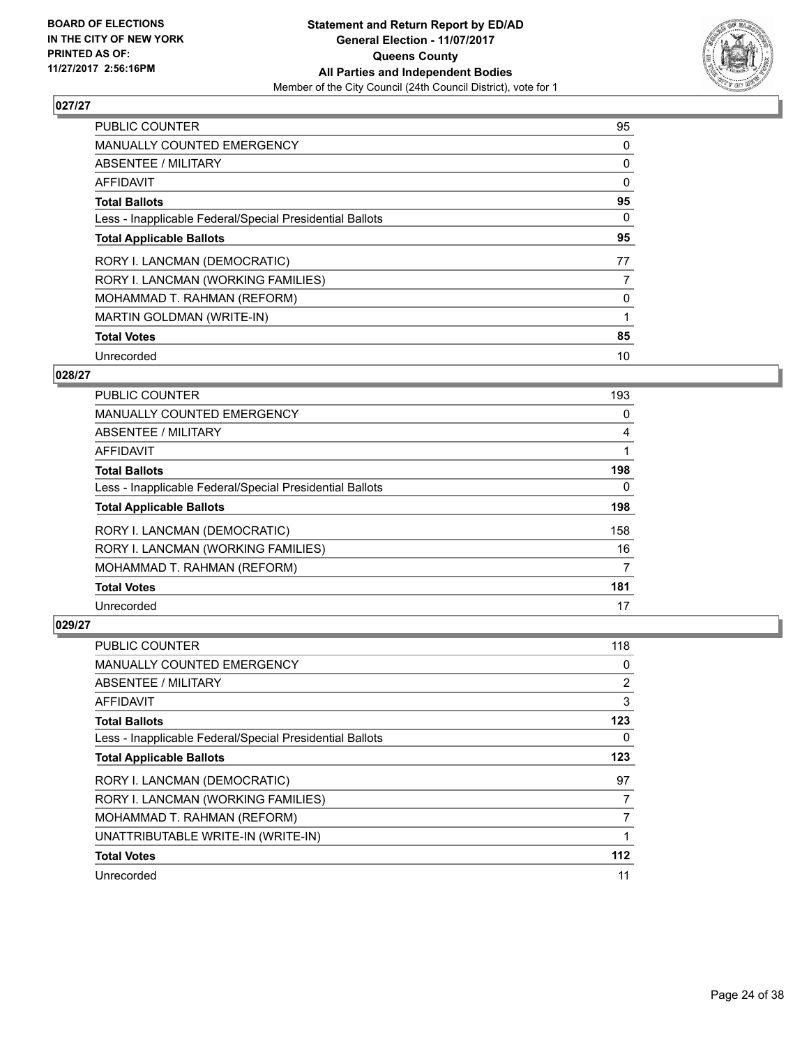BOARD OF ELECTIONS
IN THE CITY OF NEW YORK
PRINTED AS OF:
11/27/2017 2:56:16PM

**Statement and Return Report by ED/AD**
**General Election - 11/07/2017**
**Queens County**
**All Parties and Independent Bodies**
Member of the City Council (24th Council District), vote for 1

## 027/27

| | |
|---|---|
| PUBLIC COUNTER | 95 |
| MANUALLY COUNTED EMERGENCY | 0 |
| ABSENTEE / MILITARY | 0 |
| AFFIDAVIT | 0 |
| **Total Ballots** | **95** |
| Less - Inapplicable Federal/Special Presidential Ballots | 0 |
| **Total Applicable Ballots** | **95** |
| RORY I. LANCMAN (DEMOCRATIC) | 77 |
| RORY I. LANCMAN (WORKING FAMILIES) | 7 |
| MOHAMMAD T. RAHMAN (REFORM) | 0 |
| MARTIN GOLDMAN (WRITE-IN) | 1 |
| **Total Votes** | **85** |
| Unrecorded | 10 |

## 028/27

| | |
|---|---|
| PUBLIC COUNTER | 193 |
| MANUALLY COUNTED EMERGENCY | 0 |
| ABSENTEE / MILITARY | 4 |
| AFFIDAVIT | 1 |
| **Total Ballots** | **198** |
| Less - Inapplicable Federal/Special Presidential Ballots | 0 |
| **Total Applicable Ballots** | **198** |
| RORY I. LANCMAN (DEMOCRATIC) | 158 |
| RORY I. LANCMAN (WORKING FAMILIES) | 16 |
| MOHAMMAD T. RAHMAN (REFORM) | 7 |
| **Total Votes** | **181** |
| Unrecorded | 17 |

## 029/27

| | |
|---|---|
| PUBLIC COUNTER | 118 |
| MANUALLY COUNTED EMERGENCY | 0 |
| ABSENTEE / MILITARY | 2 |
| AFFIDAVIT | 3 |
| **Total Ballots** | **123** |
| Less - Inapplicable Federal/Special Presidential Ballots | 0 |
| **Total Applicable Ballots** | **123** |
| RORY I. LANCMAN (DEMOCRATIC) | 97 |
| RORY I. LANCMAN (WORKING FAMILIES) | 7 |
| MOHAMMAD T. RAHMAN (REFORM) | 7 |
| UNATTRIBUTABLE WRITE-IN (WRITE-IN) | 1 |
| **Total Votes** | **112** |
| Unrecorded | 11 |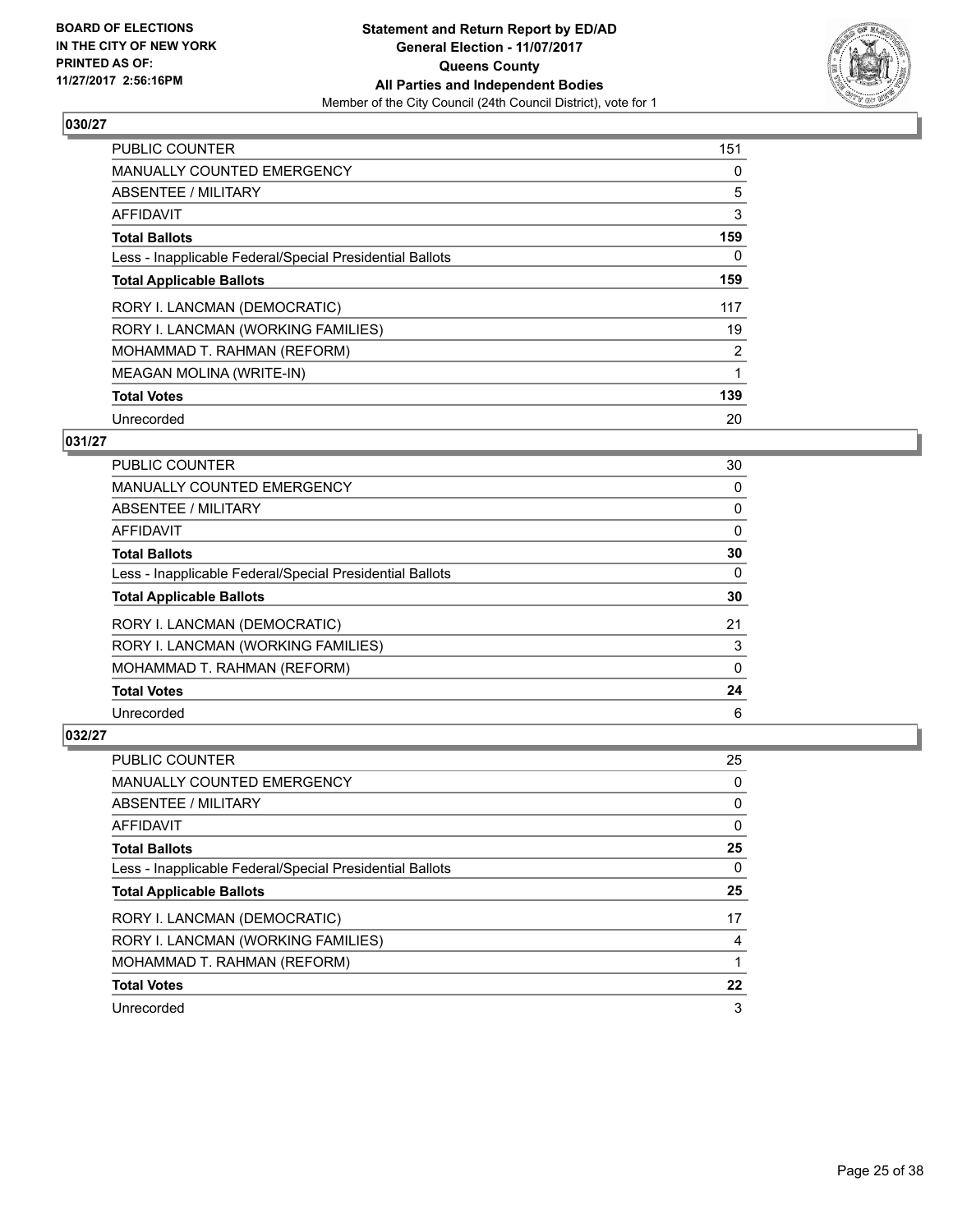**BOARD OF ELECTIONS IN THE CITY OF NEW YORK PRINTED AS OF: 11/27/2017 2:56:16PM**

**Statement and Return Report by ED/AD General Election - 11/07/2017 Queens County All Parties and Independent Bodies**
Member of the City Council (24th Council District), vote for 1

## 030/27

| | |
|---|---|
| PUBLIC COUNTER | 151 |
| MANUALLY COUNTED EMERGENCY | 0 |
| ABSENTEE / MILITARY | 5 |
| AFFIDAVIT | 3 |
| **Total Ballots** | **159** |
| Less - Inapplicable Federal/Special Presidential Ballots | 0 |
| **Total Applicable Ballots** | **159** |
| RORY I. LANCMAN (DEMOCRATIC) | 117 |
| RORY I. LANCMAN (WORKING FAMILIES) | 19 |
| MOHAMMAD T. RAHMAN (REFORM) | 2 |
| MEAGAN MOLINA (WRITE-IN) | 1 |
| **Total Votes** | **139** |
| Unrecorded | 20 |

## 031/27

| | |
|---|---|
| PUBLIC COUNTER | 30 |
| MANUALLY COUNTED EMERGENCY | 0 |
| ABSENTEE / MILITARY | 0 |
| AFFIDAVIT | 0 |
| **Total Ballots** | **30** |
| Less - Inapplicable Federal/Special Presidential Ballots | 0 |
| **Total Applicable Ballots** | **30** |
| RORY I. LANCMAN (DEMOCRATIC) | 21 |
| RORY I. LANCMAN (WORKING FAMILIES) | 3 |
| MOHAMMAD T. RAHMAN (REFORM) | 0 |
| **Total Votes** | **24** |
| Unrecorded | 6 |

## 032/27

| | |
|---|---|
| PUBLIC COUNTER | 25 |
| MANUALLY COUNTED EMERGENCY | 0 |
| ABSENTEE / MILITARY | 0 |
| AFFIDAVIT | 0 |
| **Total Ballots** | **25** |
| Less - Inapplicable Federal/Special Presidential Ballots | 0 |
| **Total Applicable Ballots** | **25** |
| RORY I. LANCMAN (DEMOCRATIC) | 17 |
| RORY I. LANCMAN (WORKING FAMILIES) | 4 |
| MOHAMMAD T. RAHMAN (REFORM) | 1 |
| **Total Votes** | **22** |
| Unrecorded | 3 |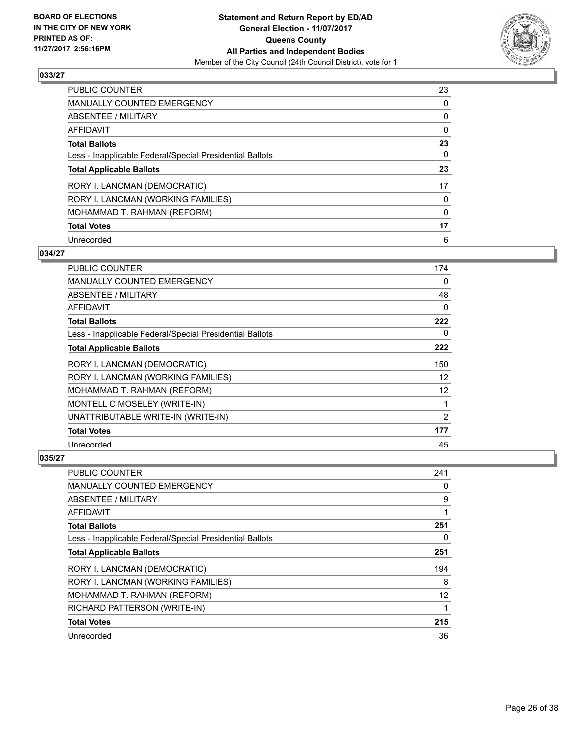**BOARD OF ELECTIONS IN THE CITY OF NEW YORK PRINTED AS OF: 11/27/2017 2:56:16PM**

**Statement and Return Report by ED/AD General Election - 11/07/2017 Queens County All Parties and Independent Bodies**

Member of the City Council (24th Council District), vote for 1

## 033/27

| | |
|---|---|
| PUBLIC COUNTER | 23 |
| MANUALLY COUNTED EMERGENCY | 0 |
| ABSENTEE / MILITARY | 0 |
| AFFIDAVIT | 0 |
| **Total Ballots** | **23** |
| Less - Inapplicable Federal/Special Presidential Ballots | 0 |
| **Total Applicable Ballots** | **23** |
| RORY I. LANCMAN (DEMOCRATIC) | 17 |
| RORY I. LANCMAN (WORKING FAMILIES) | 0 |
| MOHAMMAD T. RAHMAN (REFORM) | 0 |
| **Total Votes** | **17** |
| Unrecorded | 6 |

## 034/27

| | |
|---|---|
| PUBLIC COUNTER | 174 |
| MANUALLY COUNTED EMERGENCY | 0 |
| ABSENTEE / MILITARY | 48 |
| AFFIDAVIT | 0 |
| **Total Ballots** | **222** |
| Less - Inapplicable Federal/Special Presidential Ballots | 0 |
| **Total Applicable Ballots** | **222** |
| RORY I. LANCMAN (DEMOCRATIC) | 150 |
| RORY I. LANCMAN (WORKING FAMILIES) | 12 |
| MOHAMMAD T. RAHMAN (REFORM) | 12 |
| MONTELL C MOSELEY (WRITE-IN) | 1 |
| UNATTRIBUTABLE WRITE-IN (WRITE-IN) | 2 |
| **Total Votes** | **177** |
| Unrecorded | 45 |

## 035/27

| | |
|---|---|
| PUBLIC COUNTER | 241 |
| MANUALLY COUNTED EMERGENCY | 0 |
| ABSENTEE / MILITARY | 9 |
| AFFIDAVIT | 1 |
| **Total Ballots** | **251** |
| Less - Inapplicable Federal/Special Presidential Ballots | 0 |
| **Total Applicable Ballots** | **251** |
| RORY I. LANCMAN (DEMOCRATIC) | 194 |
| RORY I. LANCMAN (WORKING FAMILIES) | 8 |
| MOHAMMAD T. RAHMAN (REFORM) | 12 |
| RICHARD PATTERSON (WRITE-IN) | 1 |
| **Total Votes** | **215** |
| Unrecorded | 36 |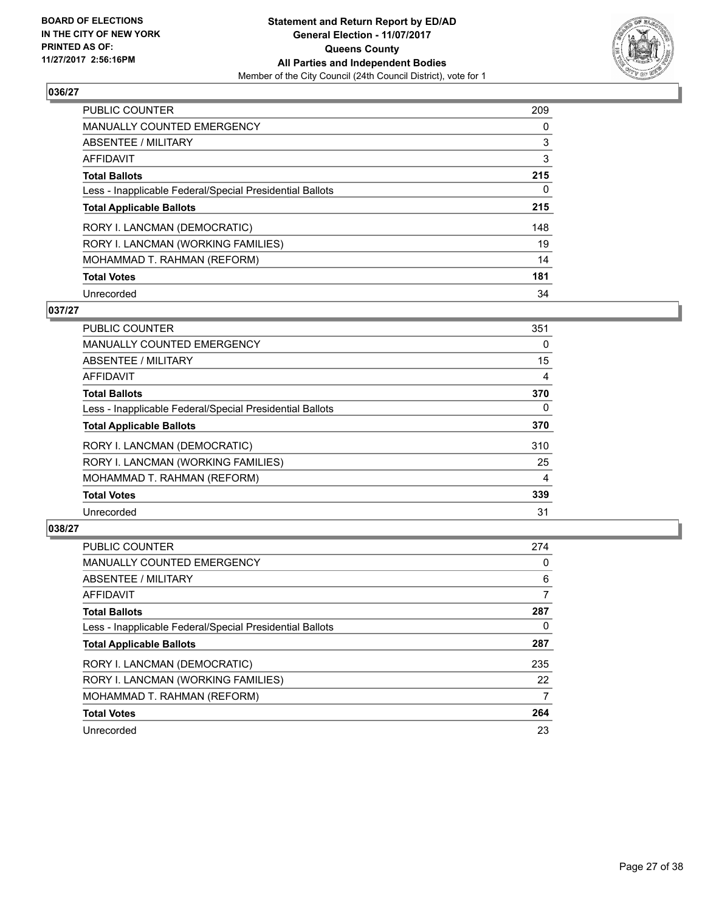**BOARD OF ELECTIONS IN THE CITY OF NEW YORK PRINTED AS OF: 11/27/2017 2:56:16PM**

**Statement and Return Report by ED/AD**
**General Election - 11/07/2017**
**Queens County**
**All Parties and Independent Bodies**
Member of the City Council (24th Council District), vote for 1

## 036/27

| | |
|---|---|
| PUBLIC COUNTER | 209 |
| MANUALLY COUNTED EMERGENCY | 0 |
| ABSENTEE / MILITARY | 3 |
| AFFIDAVIT | 3 |
| **Total Ballots** | **215** |
| Less - Inapplicable Federal/Special Presidential Ballots | 0 |
| **Total Applicable Ballots** | **215** |
| RORY I. LANCMAN (DEMOCRATIC) | 148 |
| RORY I. LANCMAN (WORKING FAMILIES) | 19 |
| MOHAMMAD T. RAHMAN (REFORM) | 14 |
| **Total Votes** | **181** |
| Unrecorded | 34 |

## 037/27

| | |
|---|---|
| PUBLIC COUNTER | 351 |
| MANUALLY COUNTED EMERGENCY | 0 |
| ABSENTEE / MILITARY | 15 |
| AFFIDAVIT | 4 |
| **Total Ballots** | **370** |
| Less - Inapplicable Federal/Special Presidential Ballots | 0 |
| **Total Applicable Ballots** | **370** |
| RORY I. LANCMAN (DEMOCRATIC) | 310 |
| RORY I. LANCMAN (WORKING FAMILIES) | 25 |
| MOHAMMAD T. RAHMAN (REFORM) | 4 |
| **Total Votes** | **339** |
| Unrecorded | 31 |

## 038/27

| | |
|---|---|
| PUBLIC COUNTER | 274 |
| MANUALLY COUNTED EMERGENCY | 0 |
| ABSENTEE / MILITARY | 6 |
| AFFIDAVIT | 7 |
| **Total Ballots** | **287** |
| Less - Inapplicable Federal/Special Presidential Ballots | 0 |
| **Total Applicable Ballots** | **287** |
| RORY I. LANCMAN (DEMOCRATIC) | 235 |
| RORY I. LANCMAN (WORKING FAMILIES) | 22 |
| MOHAMMAD T. RAHMAN (REFORM) | 7 |
| **Total Votes** | **264** |
| Unrecorded | 23 |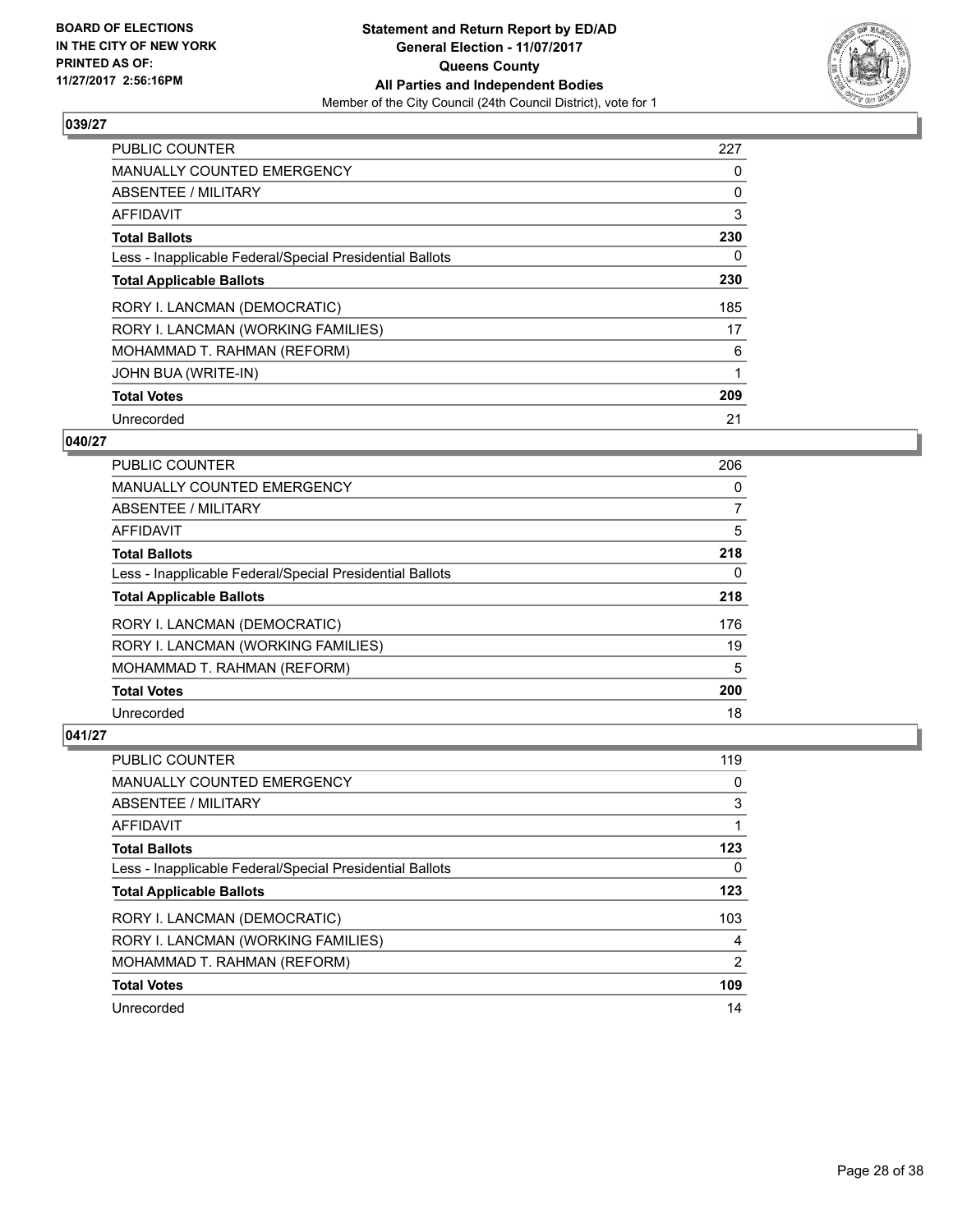**BOARD OF ELECTIONS IN THE CITY OF NEW YORK PRINTED AS OF: 11/27/2017 2:56:16PM**

**Statement and Return Report by ED/AD**
**General Election - 11/07/2017**
**Queens County**
**All Parties and Independent Bodies**
Member of the City Council (24th Council District), vote for 1

## 039/27

| | |
|---|---|
| PUBLIC COUNTER | 227 |
| MANUALLY COUNTED EMERGENCY | 0 |
| ABSENTEE / MILITARY | 0 |
| AFFIDAVIT | 3 |
| **Total Ballots** | **230** |
| Less - Inapplicable Federal/Special Presidential Ballots | 0 |
| **Total Applicable Ballots** | **230** |
| RORY I. LANCMAN (DEMOCRATIC) | 185 |
| RORY I. LANCMAN (WORKING FAMILIES) | 17 |
| MOHAMMAD T. RAHMAN (REFORM) | 6 |
| JOHN BUA (WRITE-IN) | 1 |
| **Total Votes** | **209** |
| Unrecorded | 21 |

## 040/27

| | |
|---|---|
| PUBLIC COUNTER | 206 |
| MANUALLY COUNTED EMERGENCY | 0 |
| ABSENTEE / MILITARY | 7 |
| AFFIDAVIT | 5 |
| **Total Ballots** | **218** |
| Less - Inapplicable Federal/Special Presidential Ballots | 0 |
| **Total Applicable Ballots** | **218** |
| RORY I. LANCMAN (DEMOCRATIC) | 176 |
| RORY I. LANCMAN (WORKING FAMILIES) | 19 |
| MOHAMMAD T. RAHMAN (REFORM) | 5 |
| **Total Votes** | **200** |
| Unrecorded | 18 |

## 041/27

| | |
|---|---|
| PUBLIC COUNTER | 119 |
| MANUALLY COUNTED EMERGENCY | 0 |
| ABSENTEE / MILITARY | 3 |
| AFFIDAVIT | 1 |
| **Total Ballots** | **123** |
| Less - Inapplicable Federal/Special Presidential Ballots | 0 |
| **Total Applicable Ballots** | **123** |
| RORY I. LANCMAN (DEMOCRATIC) | 103 |
| RORY I. LANCMAN (WORKING FAMILIES) | 4 |
| MOHAMMAD T. RAHMAN (REFORM) | 2 |
| **Total Votes** | **109** |
| Unrecorded | 14 |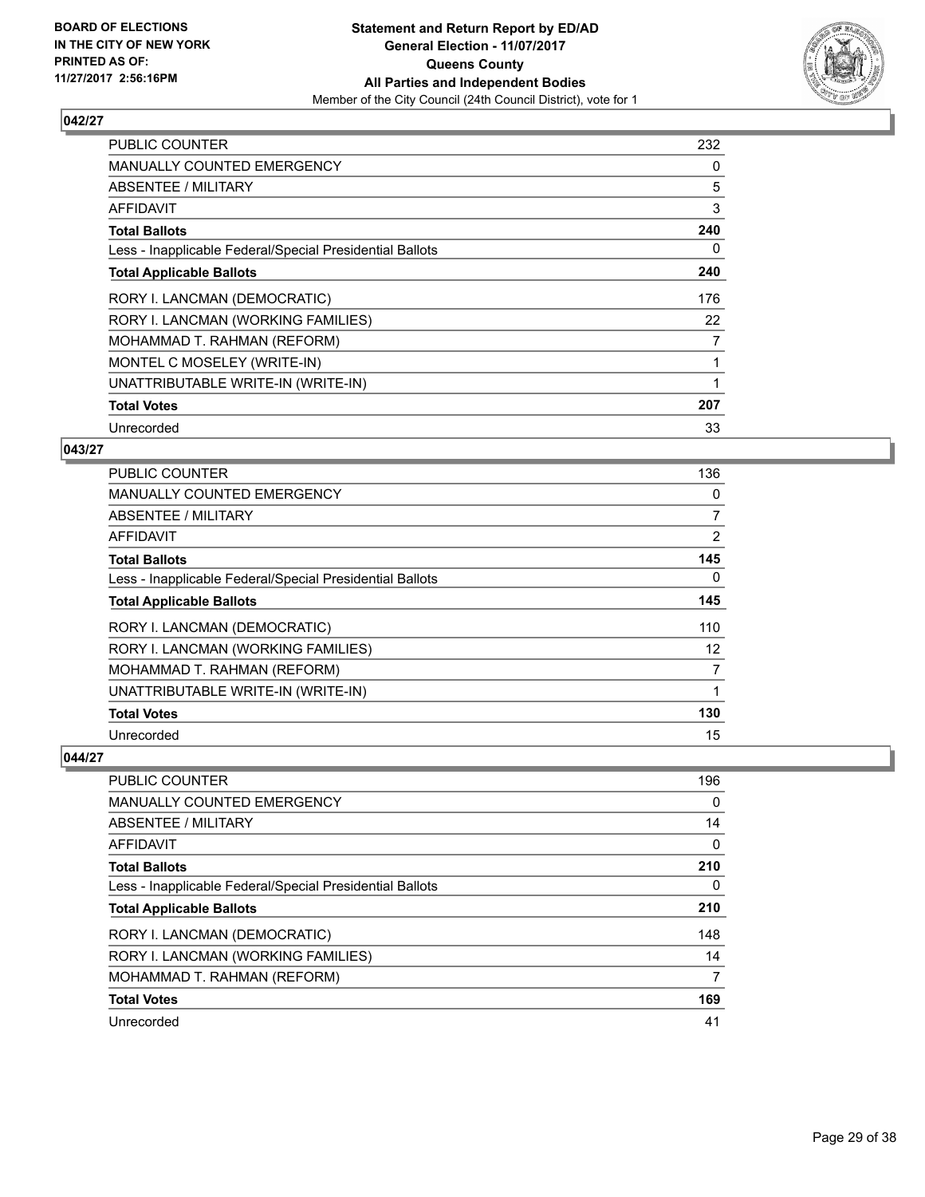**BOARD OF ELECTIONS IN THE CITY OF NEW YORK PRINTED AS OF: 11/27/2017 2:56:16PM**

**Statement and Return Report by ED/AD General Election - 11/07/2017 Queens County All Parties and Independent Bodies**

Member of the City Council (24th Council District), vote for 1

### 042/27

| | |
|---|---|
| PUBLIC COUNTER | 232 |
| MANUALLY COUNTED EMERGENCY | 0 |
| ABSENTEE / MILITARY | 5 |
| AFFIDAVIT | 3 |
| **Total Ballots** | **240** |
| Less - Inapplicable Federal/Special Presidential Ballots | 0 |
| **Total Applicable Ballots** | **240** |
| RORY I. LANCMAN (DEMOCRATIC) | 176 |
| RORY I. LANCMAN (WORKING FAMILIES) | 22 |
| MOHAMMAD T. RAHMAN (REFORM) | 7 |
| MONTEL C MOSELEY (WRITE-IN) | 1 |
| UNATTRIBUTABLE WRITE-IN (WRITE-IN) | 1 |
| **Total Votes** | **207** |
| Unrecorded | 33 |

### 043/27

| | |
|---|---|
| PUBLIC COUNTER | 136 |
| MANUALLY COUNTED EMERGENCY | 0 |
| ABSENTEE / MILITARY | 7 |
| AFFIDAVIT | 2 |
| **Total Ballots** | **145** |
| Less - Inapplicable Federal/Special Presidential Ballots | 0 |
| **Total Applicable Ballots** | **145** |
| RORY I. LANCMAN (DEMOCRATIC) | 110 |
| RORY I. LANCMAN (WORKING FAMILIES) | 12 |
| MOHAMMAD T. RAHMAN (REFORM) | 7 |
| UNATTRIBUTABLE WRITE-IN (WRITE-IN) | 1 |
| **Total Votes** | **130** |
| Unrecorded | 15 |

### 044/27

| | |
|---|---|
| PUBLIC COUNTER | 196 |
| MANUALLY COUNTED EMERGENCY | 0 |
| ABSENTEE / MILITARY | 14 |
| AFFIDAVIT | 0 |
| **Total Ballots** | **210** |
| Less - Inapplicable Federal/Special Presidential Ballots | 0 |
| **Total Applicable Ballots** | **210** |
| RORY I. LANCMAN (DEMOCRATIC) | 148 |
| RORY I. LANCMAN (WORKING FAMILIES) | 14 |
| MOHAMMAD T. RAHMAN (REFORM) | 7 |
| **Total Votes** | **169** |
| Unrecorded | 41 |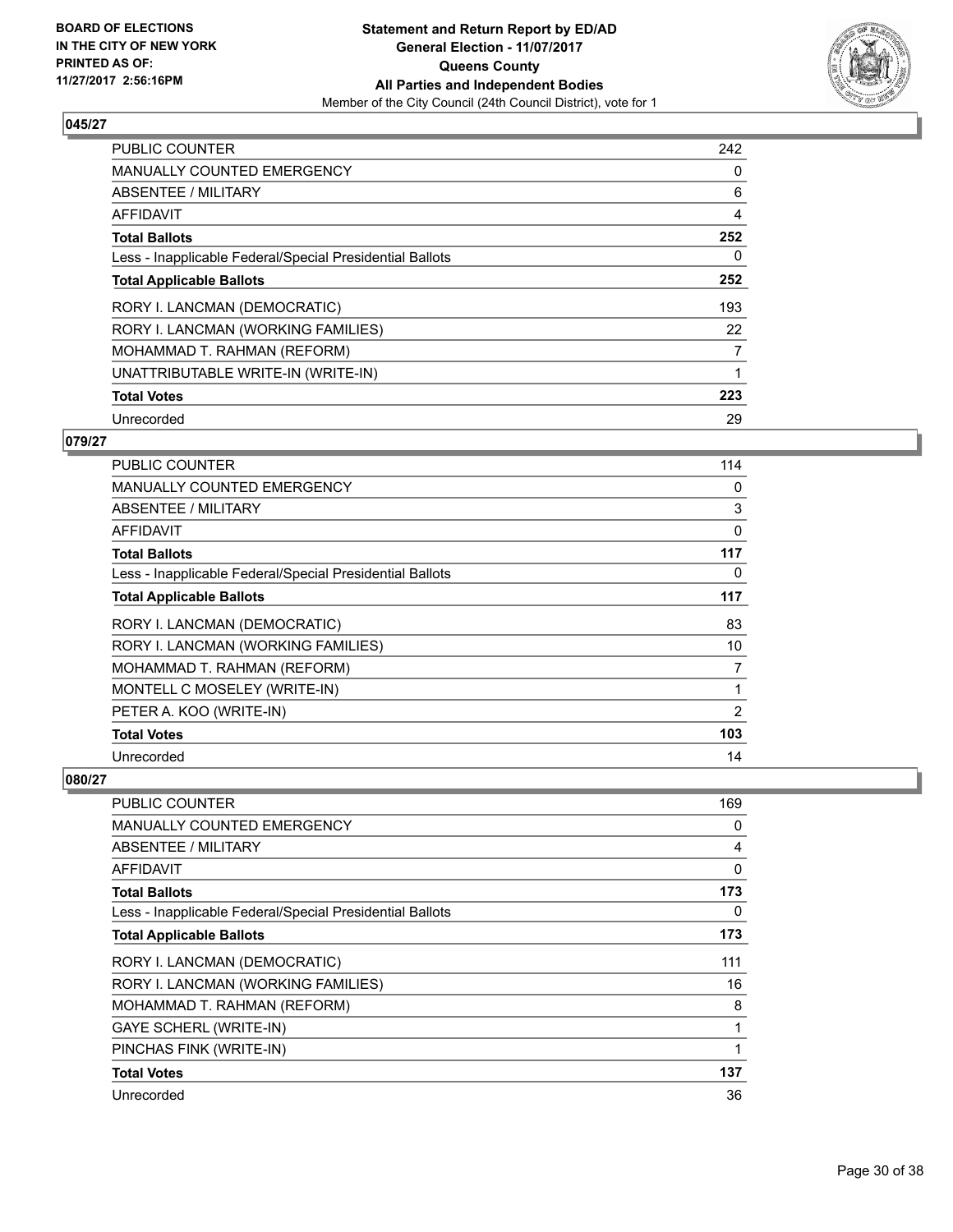BOARD OF ELECTIONS
IN THE CITY OF NEW YORK
PRINTED AS OF:
11/27/2017 2:56:16PM

**Statement and Return Report by ED/AD**
**General Election - 11/07/2017**
**Queens County**
**All Parties and Independent Bodies**
Member of the City Council (24th Council District), vote for 1

## 045/27

| | |
|---|---|
| PUBLIC COUNTER | 242 |
| MANUALLY COUNTED EMERGENCY | 0 |
| ABSENTEE / MILITARY | 6 |
| AFFIDAVIT | 4 |
| **Total Ballots** | **252** |
| Less - Inapplicable Federal/Special Presidential Ballots | 0 |
| **Total Applicable Ballots** | **252** |
| RORY I. LANCMAN (DEMOCRATIC) | 193 |
| RORY I. LANCMAN (WORKING FAMILIES) | 22 |
| MOHAMMAD T. RAHMAN (REFORM) | 7 |
| UNATTRIBUTABLE WRITE-IN (WRITE-IN) | 1 |
| **Total Votes** | **223** |
| Unrecorded | 29 |

## 079/27

| | |
|---|---|
| PUBLIC COUNTER | 114 |
| MANUALLY COUNTED EMERGENCY | 0 |
| ABSENTEE / MILITARY | 3 |
| AFFIDAVIT | 0 |
| **Total Ballots** | **117** |
| Less - Inapplicable Federal/Special Presidential Ballots | 0 |
| **Total Applicable Ballots** | **117** |
| RORY I. LANCMAN (DEMOCRATIC) | 83 |
| RORY I. LANCMAN (WORKING FAMILIES) | 10 |
| MOHAMMAD T. RAHMAN (REFORM) | 7 |
| MONTELL C MOSELEY (WRITE-IN) | 1 |
| PETER A. KOO (WRITE-IN) | 2 |
| **Total Votes** | **103** |
| Unrecorded | 14 |

## 080/27

| | |
|---|---|
| PUBLIC COUNTER | 169 |
| MANUALLY COUNTED EMERGENCY | 0 |
| ABSENTEE / MILITARY | 4 |
| AFFIDAVIT | 0 |
| **Total Ballots** | **173** |
| Less - Inapplicable Federal/Special Presidential Ballots | 0 |
| **Total Applicable Ballots** | **173** |
| RORY I. LANCMAN (DEMOCRATIC) | 111 |
| RORY I. LANCMAN (WORKING FAMILIES) | 16 |
| MOHAMMAD T. RAHMAN (REFORM) | 8 |
| GAYE SCHERL (WRITE-IN) | 1 |
| PINCHAS FINK (WRITE-IN) | 1 |
| **Total Votes** | **137** |
| Unrecorded | 36 |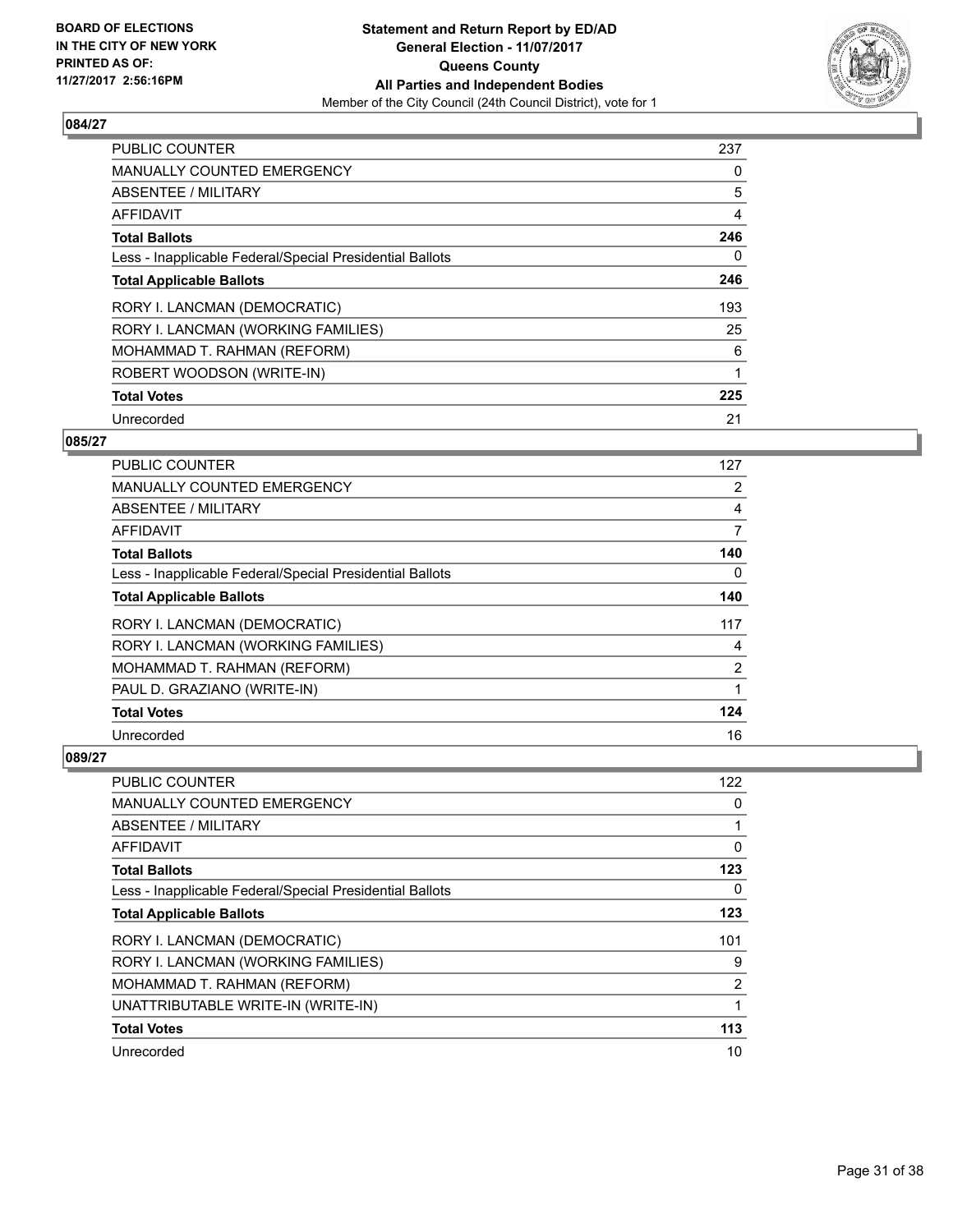BOARD OF ELECTIONS
IN THE CITY OF NEW YORK
PRINTED AS OF:
11/27/2017 2:56:16PM

**Statement and Return Report by ED/AD**
**General Election - 11/07/2017**
**Queens County**
**All Parties and Independent Bodies**
Member of the City Council (24th Council District), vote for 1

## 084/27

| | |
|---|---|
| PUBLIC COUNTER | 237 |
| MANUALLY COUNTED EMERGENCY | 0 |
| ABSENTEE / MILITARY | 5 |
| AFFIDAVIT | 4 |
| **Total Ballots** | **246** |
| Less - Inapplicable Federal/Special Presidential Ballots | 0 |
| **Total Applicable Ballots** | **246** |
| RORY I. LANCMAN (DEMOCRATIC) | 193 |
| RORY I. LANCMAN (WORKING FAMILIES) | 25 |
| MOHAMMAD T. RAHMAN (REFORM) | 6 |
| ROBERT WOODSON (WRITE-IN) | 1 |
| **Total Votes** | **225** |
| Unrecorded | 21 |

## 085/27

| | |
|---|---|
| PUBLIC COUNTER | 127 |
| MANUALLY COUNTED EMERGENCY | 2 |
| ABSENTEE / MILITARY | 4 |
| AFFIDAVIT | 7 |
| **Total Ballots** | **140** |
| Less - Inapplicable Federal/Special Presidential Ballots | 0 |
| **Total Applicable Ballots** | **140** |
| RORY I. LANCMAN (DEMOCRATIC) | 117 |
| RORY I. LANCMAN (WORKING FAMILIES) | 4 |
| MOHAMMAD T. RAHMAN (REFORM) | 2 |
| PAUL D. GRAZIANO (WRITE-IN) | 1 |
| **Total Votes** | **124** |
| Unrecorded | 16 |

## 089/27

| | |
|---|---|
| PUBLIC COUNTER | 122 |
| MANUALLY COUNTED EMERGENCY | 0 |
| ABSENTEE / MILITARY | 1 |
| AFFIDAVIT | 0 |
| **Total Ballots** | **123** |
| Less - Inapplicable Federal/Special Presidential Ballots | 0 |
| **Total Applicable Ballots** | **123** |
| RORY I. LANCMAN (DEMOCRATIC) | 101 |
| RORY I. LANCMAN (WORKING FAMILIES) | 9 |
| MOHAMMAD T. RAHMAN (REFORM) | 2 |
| UNATTRIBUTABLE WRITE-IN (WRITE-IN) | 1 |
| **Total Votes** | **113** |
| Unrecorded | 10 |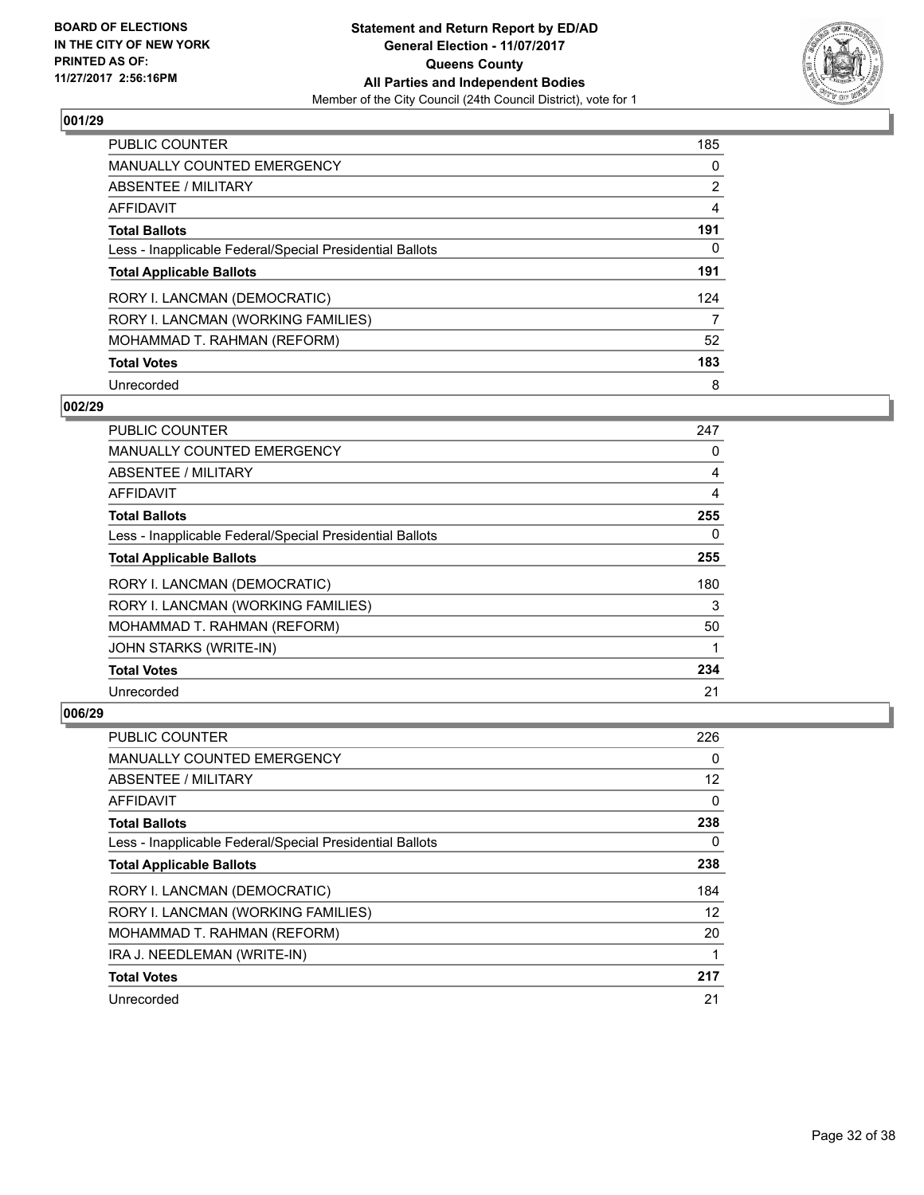**BOARD OF ELECTIONS IN THE CITY OF NEW YORK PRINTED AS OF: 11/27/2017 2:56:16PM**

**Statement and Return Report by ED/AD**
**General Election - 11/07/2017**
**Queens County**
**All Parties and Independent Bodies**
Member of the City Council (24th Council District), vote for 1

### 001/29

| | |
|---|---|
| PUBLIC COUNTER | 185 |
| MANUALLY COUNTED EMERGENCY | 0 |
| ABSENTEE / MILITARY | 2 |
| AFFIDAVIT | 4 |
| **Total Ballots** | **191** |
| Less - Inapplicable Federal/Special Presidential Ballots | 0 |
| **Total Applicable Ballots** | **191** |
| RORY I. LANCMAN (DEMOCRATIC) | 124 |
| RORY I. LANCMAN (WORKING FAMILIES) | 7 |
| MOHAMMAD T. RAHMAN (REFORM) | 52 |
| **Total Votes** | **183** |
| Unrecorded | 8 |

### 002/29

| | |
|---|---|
| PUBLIC COUNTER | 247 |
| MANUALLY COUNTED EMERGENCY | 0 |
| ABSENTEE / MILITARY | 4 |
| AFFIDAVIT | 4 |
| **Total Ballots** | **255** |
| Less - Inapplicable Federal/Special Presidential Ballots | 0 |
| **Total Applicable Ballots** | **255** |
| RORY I. LANCMAN (DEMOCRATIC) | 180 |
| RORY I. LANCMAN (WORKING FAMILIES) | 3 |
| MOHAMMAD T. RAHMAN (REFORM) | 50 |
| JOHN STARKS (WRITE-IN) | 1 |
| **Total Votes** | **234** |
| Unrecorded | 21 |

### 006/29

| | |
|---|---|
| PUBLIC COUNTER | 226 |
| MANUALLY COUNTED EMERGENCY | 0 |
| ABSENTEE / MILITARY | 12 |
| AFFIDAVIT | 0 |
| **Total Ballots** | **238** |
| Less - Inapplicable Federal/Special Presidential Ballots | 0 |
| **Total Applicable Ballots** | **238** |
| RORY I. LANCMAN (DEMOCRATIC) | 184 |
| RORY I. LANCMAN (WORKING FAMILIES) | 12 |
| MOHAMMAD T. RAHMAN (REFORM) | 20 |
| IRA J. NEEDLEMAN (WRITE-IN) | 1 |
| **Total Votes** | **217** |
| Unrecorded | 21 |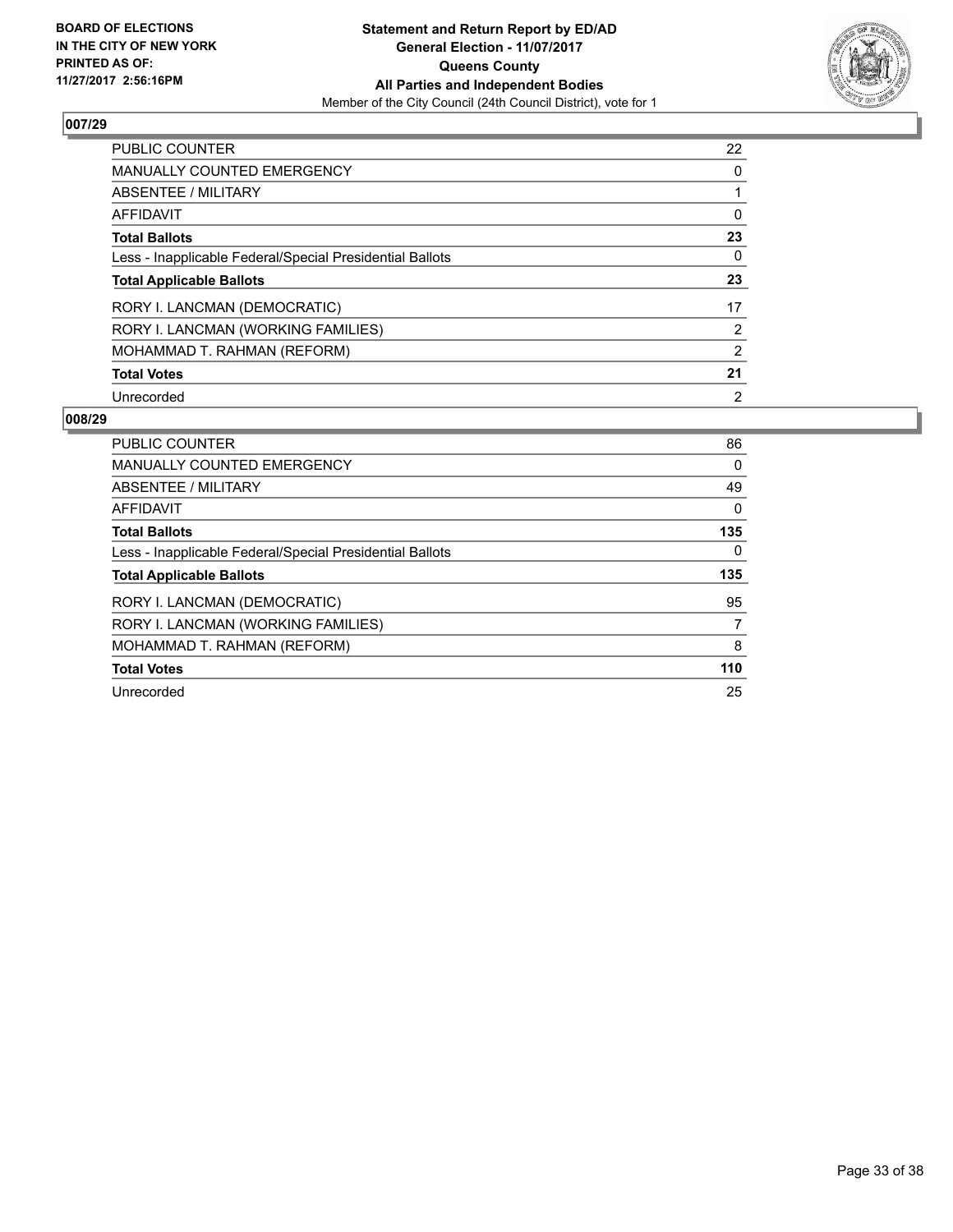**BOARD OF ELECTIONS IN THE CITY OF NEW YORK PRINTED AS OF: 11/27/2017 2:56:16PM**

**Statement and Return Report by ED/AD**
**General Election - 11/07/2017**
**Queens County**
**All Parties and Independent Bodies**
Member of the City Council (24th Council District), vote for 1

## 007/29

| | |
|---|---|
| PUBLIC COUNTER | 22 |
| MANUALLY COUNTED EMERGENCY | 0 |
| ABSENTEE / MILITARY | 1 |
| AFFIDAVIT | 0 |
| **Total Ballots** | **23** |
| Less - Inapplicable Federal/Special Presidential Ballots | 0 |
| **Total Applicable Ballots** | **23** |
| RORY I. LANCMAN (DEMOCRATIC) | 17 |
| RORY I. LANCMAN (WORKING FAMILIES) | 2 |
| MOHAMMAD T. RAHMAN (REFORM) | 2 |
| **Total Votes** | **21** |
| Unrecorded | 2 |

## 008/29

| | |
|---|---|
| PUBLIC COUNTER | 86 |
| MANUALLY COUNTED EMERGENCY | 0 |
| ABSENTEE / MILITARY | 49 |
| AFFIDAVIT | 0 |
| **Total Ballots** | **135** |
| Less - Inapplicable Federal/Special Presidential Ballots | 0 |
| **Total Applicable Ballots** | **135** |
| RORY I. LANCMAN (DEMOCRATIC) | 95 |
| RORY I. LANCMAN (WORKING FAMILIES) | 7 |
| MOHAMMAD T. RAHMAN (REFORM) | 8 |
| **Total Votes** | **110** |
| Unrecorded | 25 |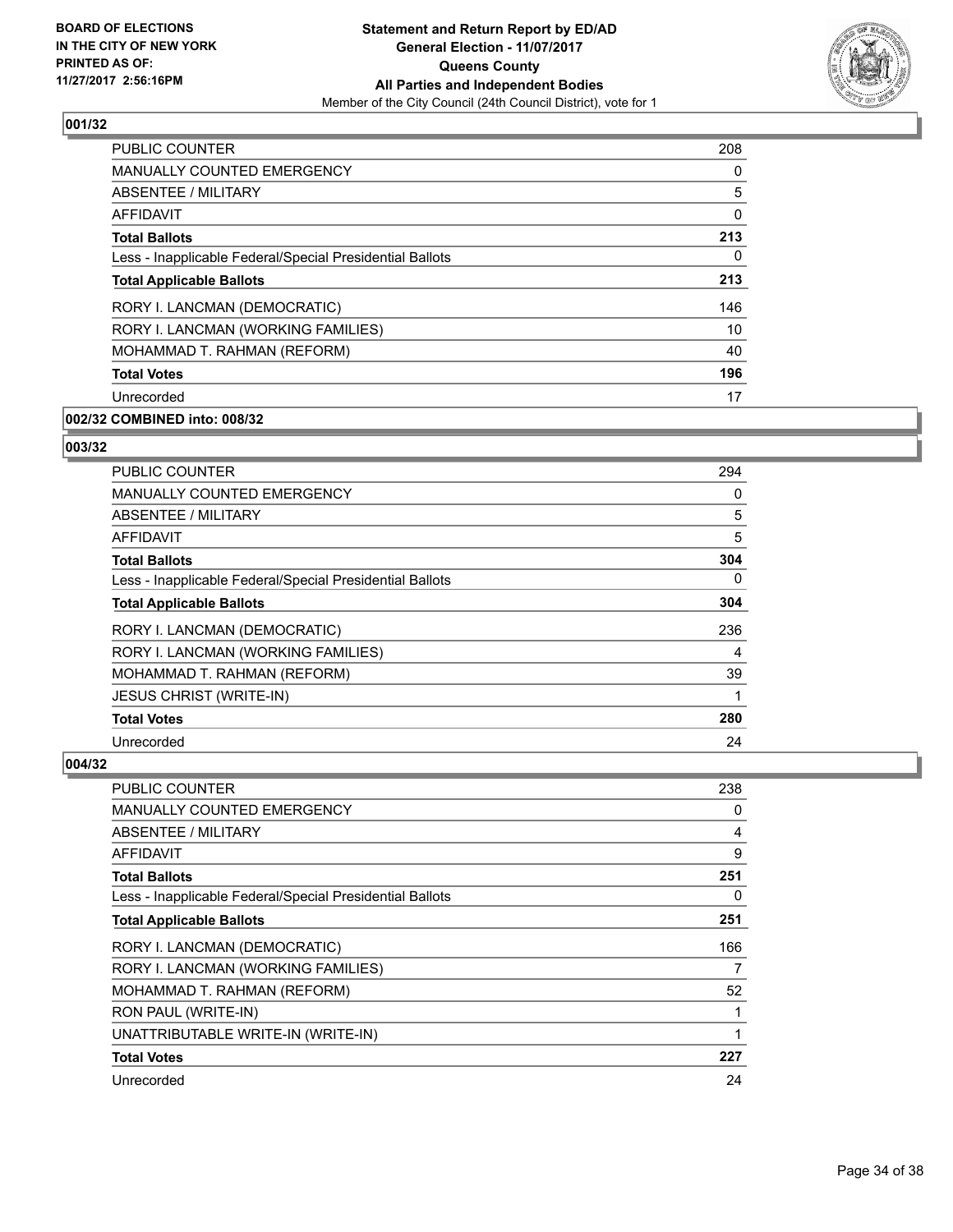**BOARD OF ELECTIONS IN THE CITY OF NEW YORK PRINTED AS OF: 11/27/2017 2:56:16PM**

**Statement and Return Report by ED/AD**
**General Election - 11/07/2017**
**Queens County**
**All Parties and Independent Bodies**
Member of the City Council (24th Council District), vote for 1

## 001/32

| | |
|---|---|
| PUBLIC COUNTER | 208 |
| MANUALLY COUNTED EMERGENCY | 0 |
| ABSENTEE / MILITARY | 5 |
| AFFIDAVIT | 0 |
| **Total Ballots** | **213** |
| Less - Inapplicable Federal/Special Presidential Ballots | 0 |
| **Total Applicable Ballots** | **213** |
| RORY I. LANCMAN (DEMOCRATIC) | 146 |
| RORY I. LANCMAN (WORKING FAMILIES) | 10 |
| MOHAMMAD T. RAHMAN (REFORM) | 40 |
| **Total Votes** | **196** |
| Unrecorded | 17 |

## 002/32 COMBINED into: 008/32

## 003/32

| | |
|---|---|
| PUBLIC COUNTER | 294 |
| MANUALLY COUNTED EMERGENCY | 0 |
| ABSENTEE / MILITARY | 5 |
| AFFIDAVIT | 5 |
| **Total Ballots** | **304** |
| Less - Inapplicable Federal/Special Presidential Ballots | 0 |
| **Total Applicable Ballots** | **304** |
| RORY I. LANCMAN (DEMOCRATIC) | 236 |
| RORY I. LANCMAN (WORKING FAMILIES) | 4 |
| MOHAMMAD T. RAHMAN (REFORM) | 39 |
| JESUS CHRIST (WRITE-IN) | 1 |
| **Total Votes** | **280** |
| Unrecorded | 24 |

## 004/32

| | |
|---|---|
| PUBLIC COUNTER | 238 |
| MANUALLY COUNTED EMERGENCY | 0 |
| ABSENTEE / MILITARY | 4 |
| AFFIDAVIT | 9 |
| **Total Ballots** | **251** |
| Less - Inapplicable Federal/Special Presidential Ballots | 0 |
| **Total Applicable Ballots** | **251** |
| RORY I. LANCMAN (DEMOCRATIC) | 166 |
| RORY I. LANCMAN (WORKING FAMILIES) | 7 |
| MOHAMMAD T. RAHMAN (REFORM) | 52 |
| RON PAUL (WRITE-IN) | 1 |
| UNATTRIBUTABLE WRITE-IN (WRITE-IN) | 1 |
| **Total Votes** | **227** |
| Unrecorded | 24 |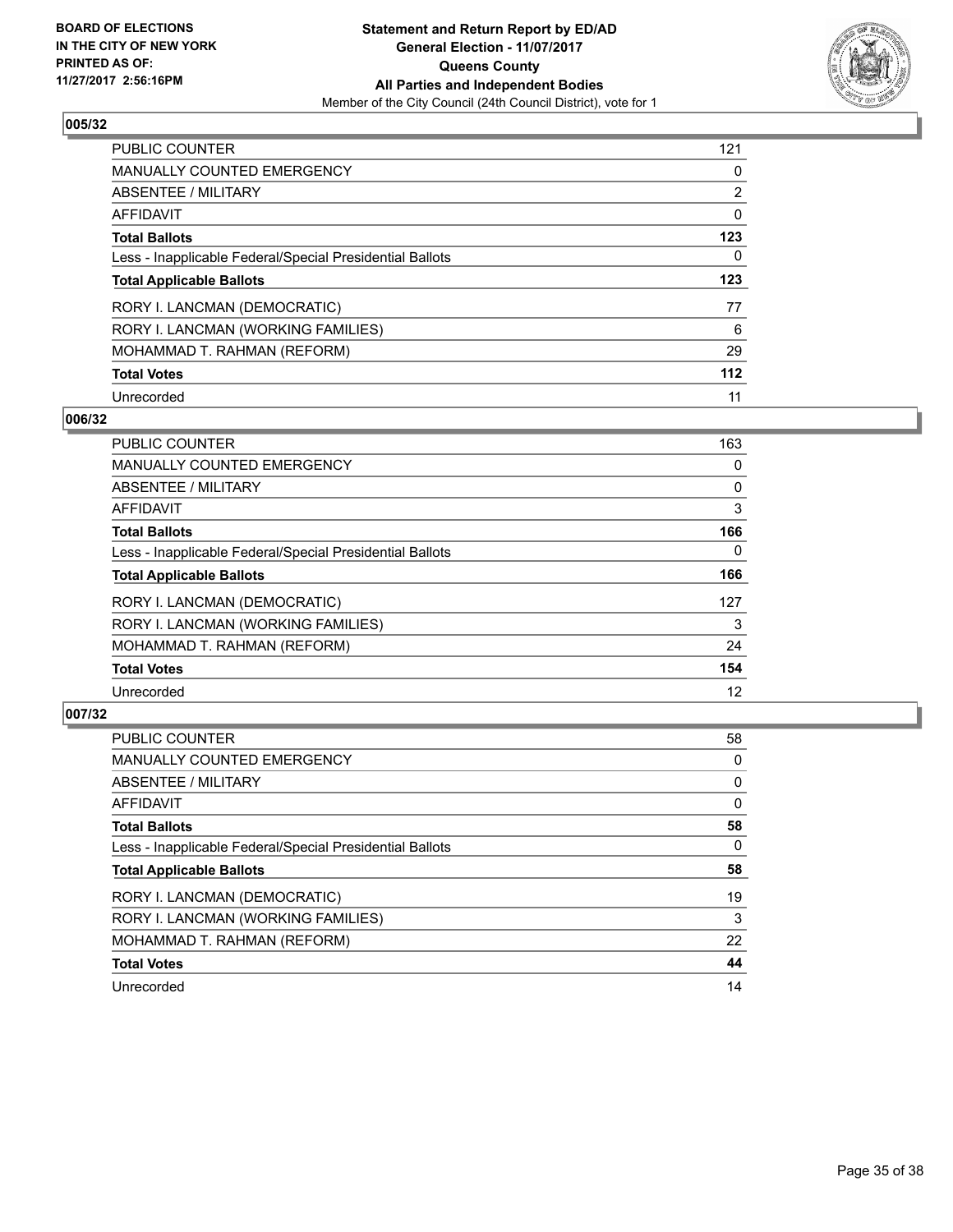**BOARD OF ELECTIONS IN THE CITY OF NEW YORK PRINTED AS OF: 11/27/2017 2:56:16PM**

**Statement and Return Report by ED/AD General Election - 11/07/2017 Queens County All Parties and Independent Bodies**

Member of the City Council (24th Council District), vote for 1

### 005/32

| | |
|---|---|
| PUBLIC COUNTER | 121 |
| MANUALLY COUNTED EMERGENCY | 0 |
| ABSENTEE / MILITARY | 2 |
| AFFIDAVIT | 0 |
| **Total Ballots** | **123** |
| Less - Inapplicable Federal/Special Presidential Ballots | 0 |
| **Total Applicable Ballots** | **123** |
| RORY I. LANCMAN (DEMOCRATIC) | 77 |
| RORY I. LANCMAN (WORKING FAMILIES) | 6 |
| MOHAMMAD T. RAHMAN (REFORM) | 29 |
| **Total Votes** | **112** |
| Unrecorded | 11 |

### 006/32

| | |
|---|---|
| PUBLIC COUNTER | 163 |
| MANUALLY COUNTED EMERGENCY | 0 |
| ABSENTEE / MILITARY | 0 |
| AFFIDAVIT | 3 |
| **Total Ballots** | **166** |
| Less - Inapplicable Federal/Special Presidential Ballots | 0 |
| **Total Applicable Ballots** | **166** |
| RORY I. LANCMAN (DEMOCRATIC) | 127 |
| RORY I. LANCMAN (WORKING FAMILIES) | 3 |
| MOHAMMAD T. RAHMAN (REFORM) | 24 |
| **Total Votes** | **154** |
| Unrecorded | 12 |

### 007/32

| | |
|---|---|
| PUBLIC COUNTER | 58 |
| MANUALLY COUNTED EMERGENCY | 0 |
| ABSENTEE / MILITARY | 0 |
| AFFIDAVIT | 0 |
| **Total Ballots** | **58** |
| Less - Inapplicable Federal/Special Presidential Ballots | 0 |
| **Total Applicable Ballots** | **58** |
| RORY I. LANCMAN (DEMOCRATIC) | 19 |
| RORY I. LANCMAN (WORKING FAMILIES) | 3 |
| MOHAMMAD T. RAHMAN (REFORM) | 22 |
| **Total Votes** | **44** |
| Unrecorded | 14 |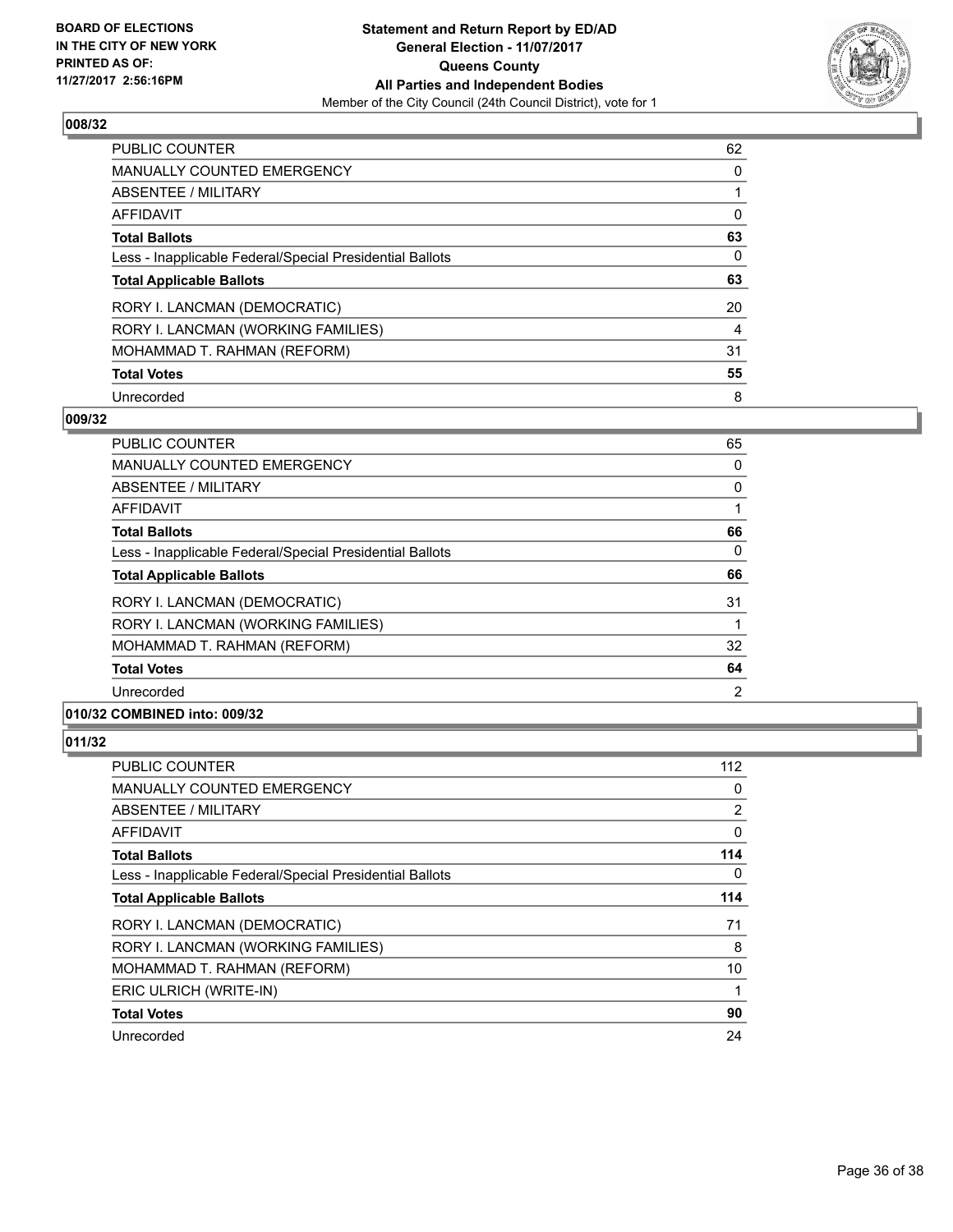**BOARD OF ELECTIONS IN THE CITY OF NEW YORK PRINTED AS OF: 11/27/2017 2:56:16PM**

**Statement and Return Report by ED/AD**
**General Election - 11/07/2017**
**Queens County**
**All Parties and Independent Bodies**
Member of the City Council (24th Council District), vote for 1

### 008/32

| | |
|---|---|
| PUBLIC COUNTER | 62 |
| MANUALLY COUNTED EMERGENCY | 0 |
| ABSENTEE / MILITARY | 1 |
| AFFIDAVIT | 0 |
| **Total Ballots** | **63** |
| Less - Inapplicable Federal/Special Presidential Ballots | 0 |
| **Total Applicable Ballots** | **63** |
| RORY I. LANCMAN (DEMOCRATIC) | 20 |
| RORY I. LANCMAN (WORKING FAMILIES) | 4 |
| MOHAMMAD T. RAHMAN (REFORM) | 31 |
| **Total Votes** | **55** |
| Unrecorded | 8 |

### 009/32

| | |
|---|---|
| PUBLIC COUNTER | 65 |
| MANUALLY COUNTED EMERGENCY | 0 |
| ABSENTEE / MILITARY | 0 |
| AFFIDAVIT | 1 |
| **Total Ballots** | **66** |
| Less - Inapplicable Federal/Special Presidential Ballots | 0 |
| **Total Applicable Ballots** | **66** |
| RORY I. LANCMAN (DEMOCRATIC) | 31 |
| RORY I. LANCMAN (WORKING FAMILIES) | 1 |
| MOHAMMAD T. RAHMAN (REFORM) | 32 |
| **Total Votes** | **64** |
| Unrecorded | 2 |

### 010/32 COMBINED into: 009/32

### 011/32

| | |
|---|---|
| PUBLIC COUNTER | 112 |
| MANUALLY COUNTED EMERGENCY | 0 |
| ABSENTEE / MILITARY | 2 |
| AFFIDAVIT | 0 |
| **Total Ballots** | **114** |
| Less - Inapplicable Federal/Special Presidential Ballots | 0 |
| **Total Applicable Ballots** | **114** |
| RORY I. LANCMAN (DEMOCRATIC) | 71 |
| RORY I. LANCMAN (WORKING FAMILIES) | 8 |
| MOHAMMAD T. RAHMAN (REFORM) | 10 |
| ERIC ULRICH (WRITE-IN) | 1 |
| **Total Votes** | **90** |
| Unrecorded | 24 |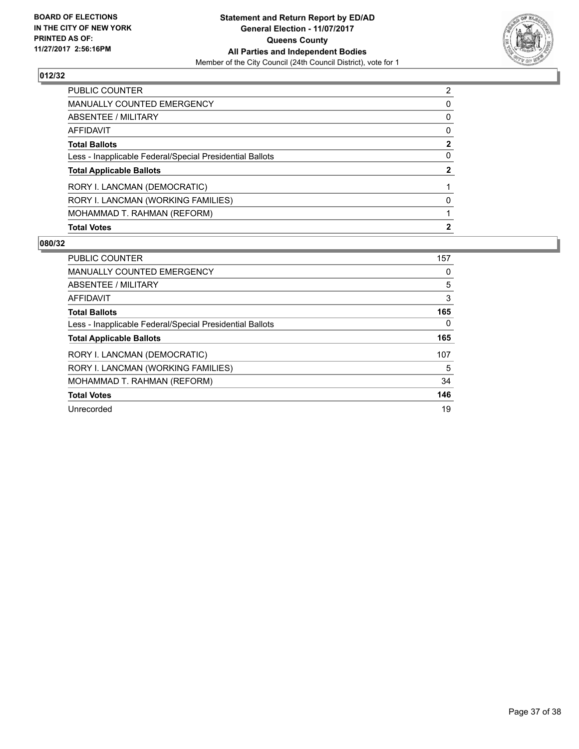BOARD OF ELECTIONS
IN THE CITY OF NEW YORK
PRINTED AS OF:
11/27/2017 2:56:16PM

**Statement and Return Report by ED/AD**
**General Election - 11/07/2017**
**Queens County**
**All Parties and Independent Bodies**
Member of the City Council (24th Council District), vote for 1

## 012/32

| | |
|---|---|
| PUBLIC COUNTER | 2 |
| MANUALLY COUNTED EMERGENCY | 0 |
| ABSENTEE / MILITARY | 0 |
| AFFIDAVIT | 0 |
| **Total Ballots** | **2** |
| Less - Inapplicable Federal/Special Presidential Ballots | 0 |
| **Total Applicable Ballots** | **2** |
| RORY I. LANCMAN (DEMOCRATIC) | 1 |
| RORY I. LANCMAN (WORKING FAMILIES) | 0 |
| MOHAMMAD T. RAHMAN (REFORM) | 1 |
| **Total Votes** | **2** |

## 080/32

| | |
|---|---|
| PUBLIC COUNTER | 157 |
| MANUALLY COUNTED EMERGENCY | 0 |
| ABSENTEE / MILITARY | 5 |
| AFFIDAVIT | 3 |
| **Total Ballots** | **165** |
| Less - Inapplicable Federal/Special Presidential Ballots | 0 |
| **Total Applicable Ballots** | **165** |
| RORY I. LANCMAN (DEMOCRATIC) | 107 |
| RORY I. LANCMAN (WORKING FAMILIES) | 5 |
| MOHAMMAD T. RAHMAN (REFORM) | 34 |
| **Total Votes** | **146** |
| Unrecorded | 19 |